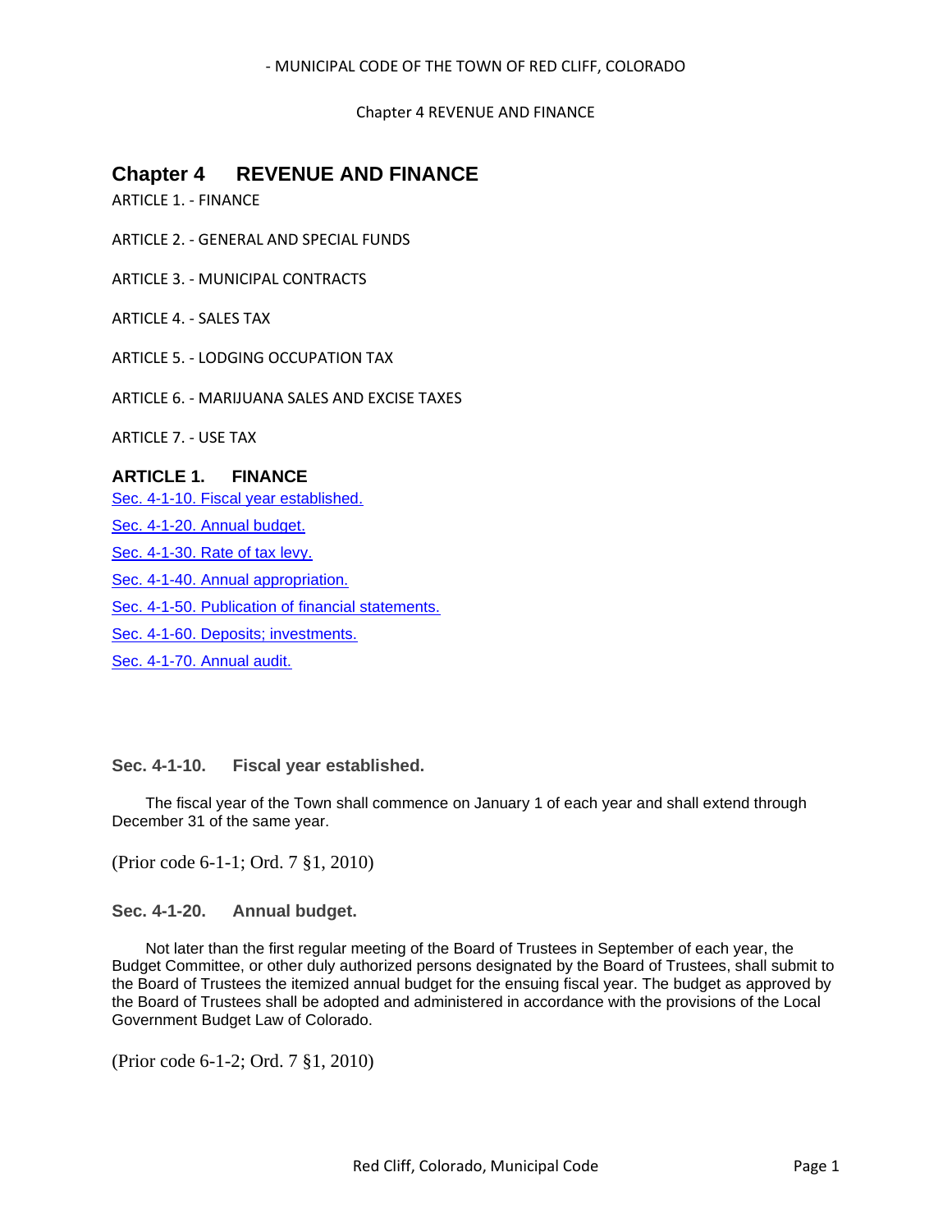# Chapter 4 REVENUE AND FINANCE

ARTICLE 1. - FINANCE

ARTICLE 2. - GENERAL AND SPECIAL FUNDS

ARTICLE 3. - MUNICIPAL CONTRACTS

ARTICLE 4. - SALES TAX

ARTICLE 5. - LODGING OCCUPATION TAX

ARTICLE 6. - MARIJUANA SALES AND EXCISE TAXES

ARTICLE 7. - USE TAX

## ARTICLE 1. FINANCE

Sec. 4-1-10. Fiscal year established.

Sec. 4-1-20. Annual budget.

Sec. 4-1-30. Rate of tax levy.

Sec. 4-1-40. Annual appropriation.

Sec. 4-1-50. Publication of financial statements.

Sec. 4-1-60. Deposits; investments.

Sec. 4-1-70. Annual audit.

### Sec. 4-1-10. Fiscal year established.

The fiscal year of the Town shall commence on January 1 of each year and shall extend through December 31 of the same year.

(Prior code 6-1-1; Ord. 7 §1, 2010)

### Sec. 4-1-20. Annual budget.

Not later than the first regular meeting of the Board of Trustees in September of each year, the Budget Committee, or other duly authorized persons designated by the Board of Trustees, shall submit to the Board of Trustees the itemized annual budget for the ensuing fiscal year. The budget as approved by the Board of Trustees shall be adopted and administered in accordance with the provisions of the Local Government Budget Law of Colorado.

(Prior code 6-1-2; Ord. 7 §1, 2010)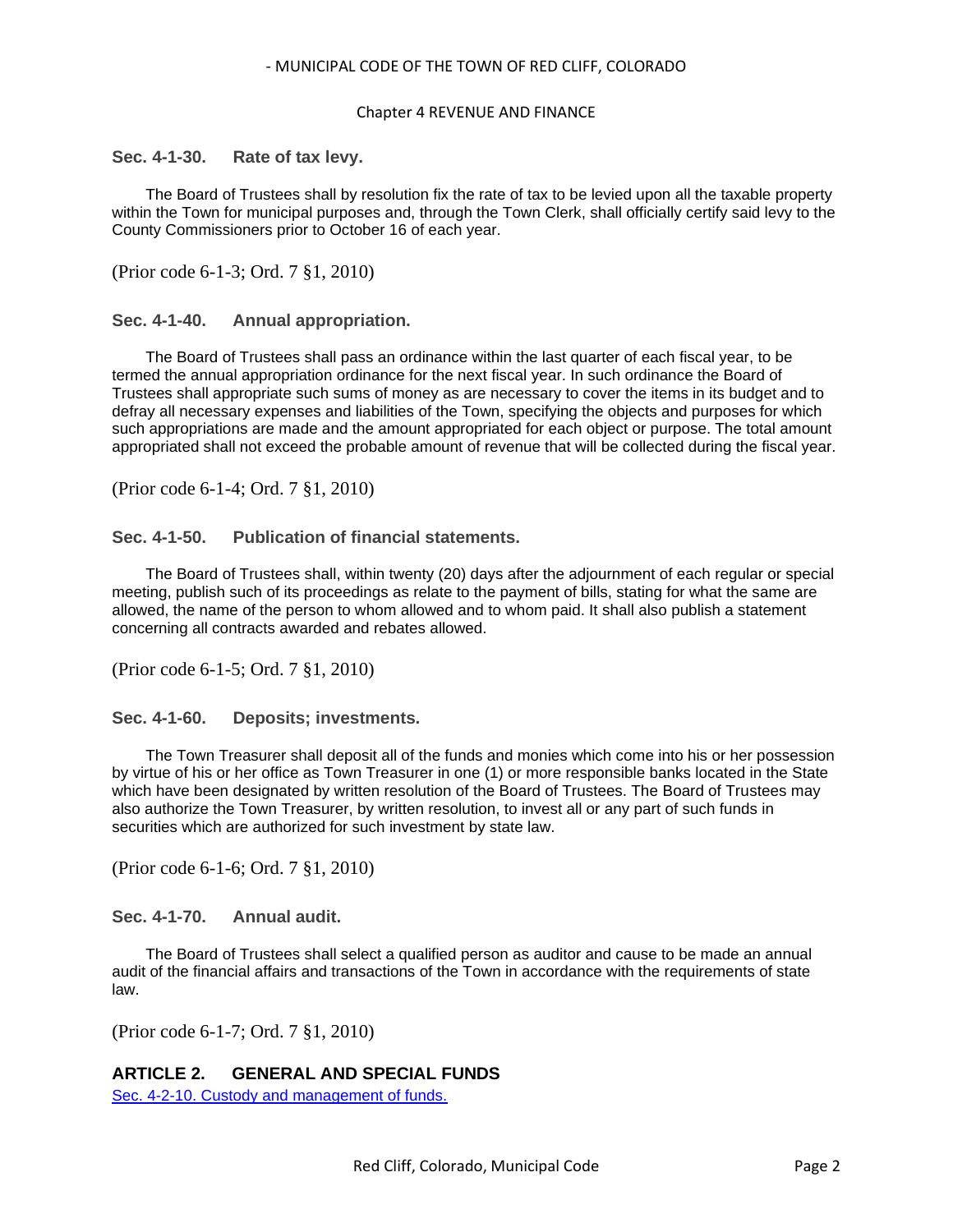### Sec. 4-1-30. Rate of tax levy.

The Board of Trustees shall by resolution fix the rate of tax to be levied upon all the taxable property within the Town for municipal purposes and, through the Town Clerk, shall officially certify said levy to the County Commissioners prior to October 16 of each year.

(Prior code 6-1-3; Ord. 7 §1, 2010)

### Sec. 4-1-40. Annual appropriation.

The Board of Trustees shall pass an ordinance within the last quarter of each fiscal year, to be termed the annual appropriation ordinance for the next fiscal year. In such ordinance the Board of Trustees shall appropriate such sums of money as are necessary to cover the items in its budget and to defray all necessary expenses and liabilities of the Town, specifying the objects and purposes for which such appropriations are made and the amount appropriated for each object or purpose. The total amount appropriated shall not exceed the probable amount of revenue that will be collected during the fiscal year.

(Prior code 6-1-4; Ord. 7 §1, 2010)

### Sec. 4-1-50. Publication of financial statements.

The Board of Trustees shall, within twenty (20) days after the adjournment of each regular or special meeting, publish such of its proceedings as relate to the payment of bills, stating for what the same are allowed, the name of the person to whom allowed and to whom paid. It shall also publish a statement concerning all contracts awarded and rebates allowed.

(Prior code 6-1-5; Ord. 7 §1, 2010)

### Sec. 4-1-60. Deposits; investments.

The Town Treasurer shall deposit all of the funds and monies which come into his or her possession by virtue of his or her office as Town Treasurer in one (1) or more responsible banks located in the State which have been designated by written resolution of the Board of Trustees. The Board of Trustees may also authorize the Town Treasurer, by written resolution, to invest all or any part of such funds in securities which are authorized for such investment by state law.

(Prior code 6-1-6; Ord. 7 §1, 2010)

### Sec. 4-1-70. Annual audit.

The Board of Trustees shall select a qualified person as auditor and cause to be made an annual audit of the financial affairs and transactions of the Town in accordance with the requirements of state law.

(Prior code 6-1-7; Ord. 7 §1, 2010)

## ARTICLE 2. GENERAL AND SPECIAL FUNDS

Sec. 4-2-10. Custody and management of funds.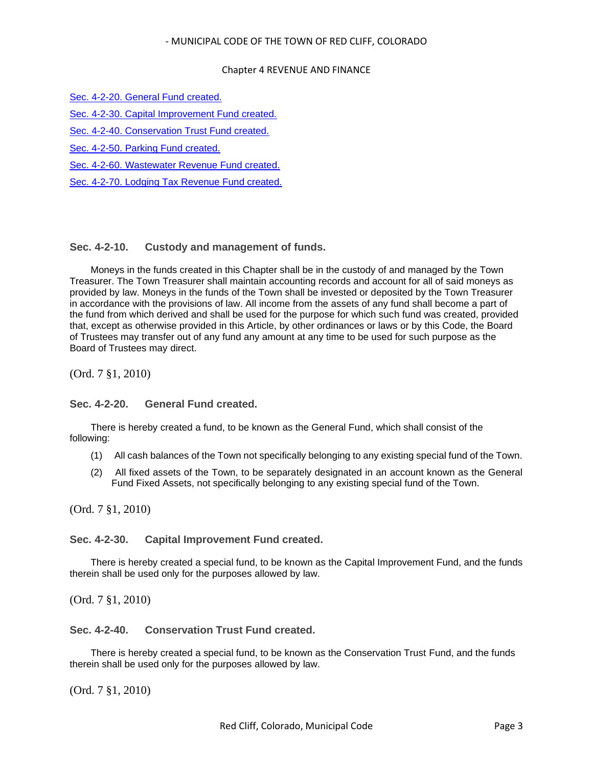[Sec. 4-2-20. General Fund created.](#)

[Sec. 4-2-30. Capital Improvement Fund created.](#)

[Sec. 4-2-40. Conservation Trust Fund created.](#)

[Sec. 4-2-50. Parking Fund created.](#)

[Sec. 4-2-60. Wastewater Revenue Fund created.](#)

[Sec. 4-2-70. Lodging Tax Revenue Fund created.](#)

### Sec. 4-2-10. Custody and management of funds.

Moneys in the funds created in this Chapter shall be in the custody of and managed by the Town Treasurer. The Town Treasurer shall maintain accounting records and account for all of said moneys as provided by law. Moneys in the funds of the Town shall be invested or deposited by the Town Treasurer in accordance with the provisions of law. All income from the assets of any fund shall become a part of the fund from which derived and shall be used for the purpose for which such fund was created, provided that, except as otherwise provided in this Article, by other ordinances or laws or by this Code, the Board of Trustees may transfer out of any fund any amount at any time to be used for such purpose as the Board of Trustees may direct.

(Ord. 7 §1, 2010)

### Sec. 4-2-20. General Fund created.

There is hereby created a fund, to be known as the General Fund, which shall consist of the following:

(1) All cash balances of the Town not specifically belonging to any existing special fund of the Town.

(2) All fixed assets of the Town, to be separately designated in an account known as the General Fund Fixed Assets, not specifically belonging to any existing special fund of the Town.

(Ord. 7 §1, 2010)

### Sec. 4-2-30. Capital Improvement Fund created.

There is hereby created a special fund, to be known as the Capital Improvement Fund, and the funds therein shall be used only for the purposes allowed by law.

(Ord. 7 §1, 2010)

### Sec. 4-2-40. Conservation Trust Fund created.

There is hereby created a special fund, to be known as the Conservation Trust Fund, and the funds therein shall be used only for the purposes allowed by law.

(Ord. 7 §1, 2010)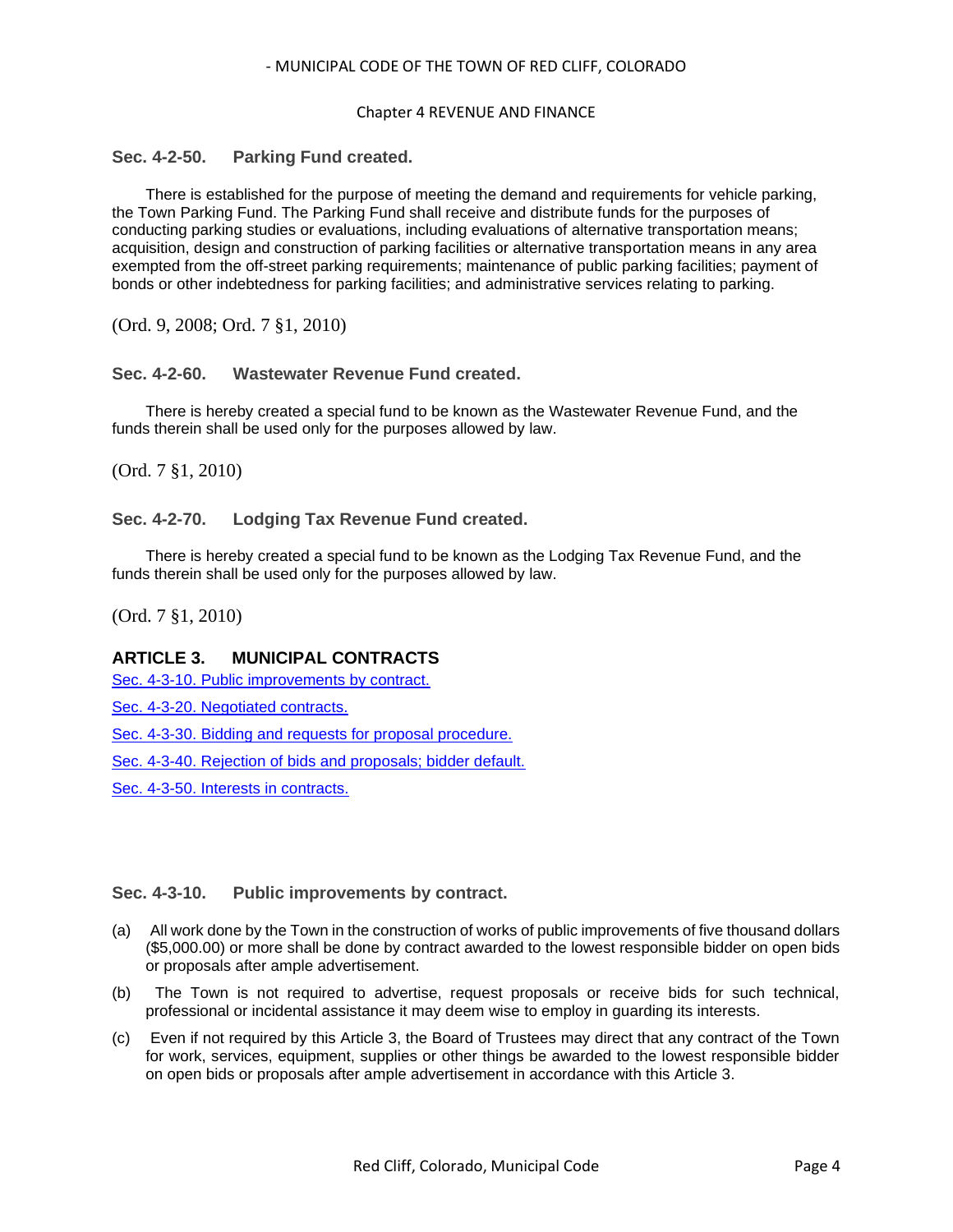### Sec. 4-2-50. Parking Fund created.

There is established for the purpose of meeting the demand and requirements for vehicle parking, the Town Parking Fund. The Parking Fund shall receive and distribute funds for the purposes of conducting parking studies or evaluations, including evaluations of alternative transportation means; acquisition, design and construction of parking facilities or alternative transportation means in any area exempted from the off-street parking requirements; maintenance of public parking facilities; payment of bonds or other indebtedness for parking facilities; and administrative services relating to parking.

(Ord. 9, 2008; Ord. 7 §1, 2010)

### Sec. 4-2-60. Wastewater Revenue Fund created.

There is hereby created a special fund to be known as the Wastewater Revenue Fund, and the funds therein shall be used only for the purposes allowed by law.

(Ord. 7 §1, 2010)

### Sec. 4-2-70. Lodging Tax Revenue Fund created.

There is hereby created a special fund to be known as the Lodging Tax Revenue Fund, and the funds therein shall be used only for the purposes allowed by law.

(Ord. 7 §1, 2010)

## ARTICLE 3. MUNICIPAL CONTRACTS

Sec. 4-3-10. Public improvements by contract.

Sec. 4-3-20. Negotiated contracts.

Sec. 4-3-30. Bidding and requests for proposal procedure.

Sec. 4-3-40. Rejection of bids and proposals; bidder default.

Sec. 4-3-50. Interests in contracts.

### Sec. 4-3-10. Public improvements by contract.

(a) All work done by the Town in the construction of works of public improvements of five thousand dollars ($5,000.00) or more shall be done by contract awarded to the lowest responsible bidder on open bids or proposals after ample advertisement.

(b) The Town is not required to advertise, request proposals or receive bids for such technical, professional or incidental assistance it may deem wise to employ in guarding its interests.

(c) Even if not required by this Article 3, the Board of Trustees may direct that any contract of the Town for work, services, equipment, supplies or other things be awarded to the lowest responsible bidder on open bids or proposals after ample advertisement in accordance with this Article 3.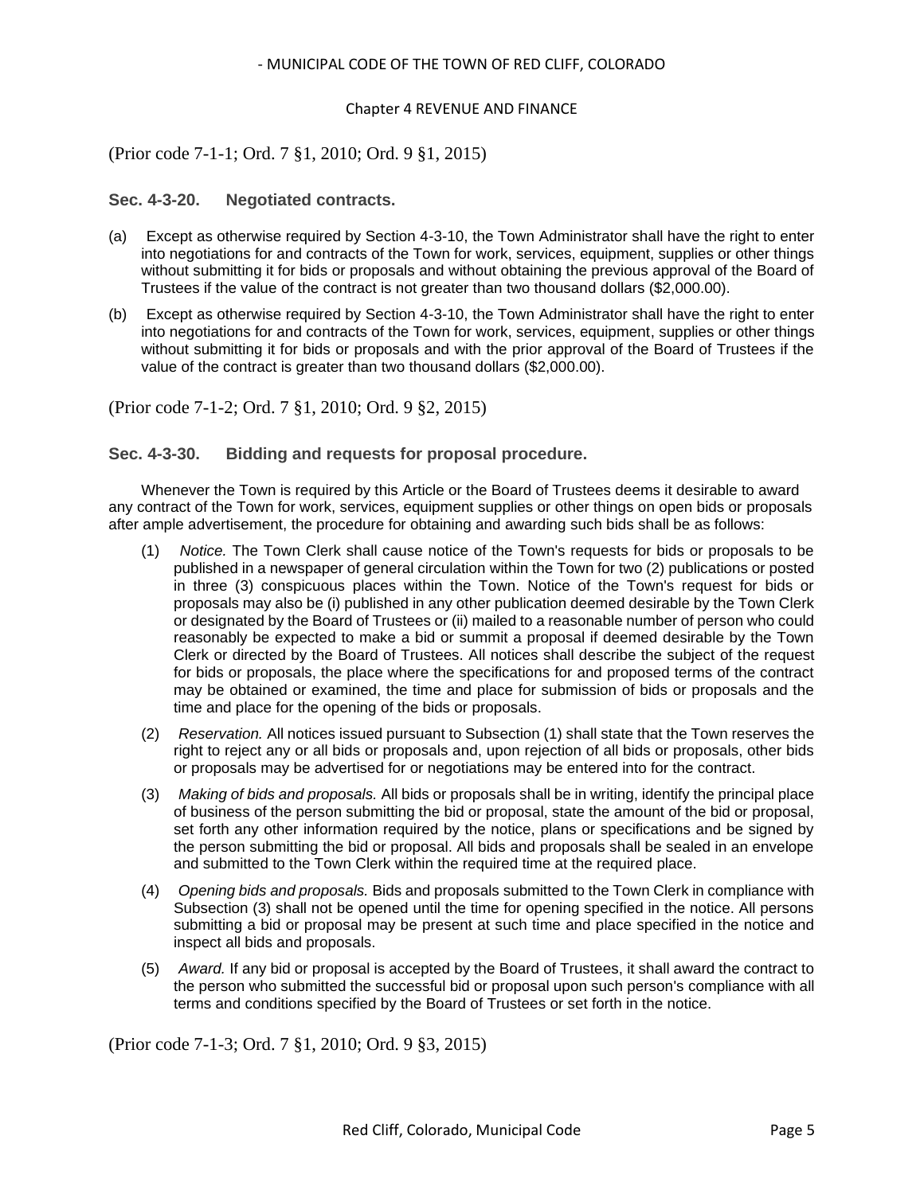(Prior code 7-1-1; Ord. 7 §1, 2010; Ord. 9 §1, 2015)

### Sec. 4-3-20. Negotiated contracts.

(a) Except as otherwise required by Section 4-3-10, the Town Administrator shall have the right to enter into negotiations for and contracts of the Town for work, services, equipment, supplies or other things without submitting it for bids or proposals and without obtaining the previous approval of the Board of Trustees if the value of the contract is not greater than two thousand dollars ($2,000.00).

(b) Except as otherwise required by Section 4-3-10, the Town Administrator shall have the right to enter into negotiations for and contracts of the Town for work, services, equipment, supplies or other things without submitting it for bids or proposals and with the prior approval of the Board of Trustees if the value of the contract is greater than two thousand dollars ($2,000.00).

(Prior code 7-1-2; Ord. 7 §1, 2010; Ord. 9 §2, 2015)

### Sec. 4-3-30. Bidding and requests for proposal procedure.

Whenever the Town is required by this Article or the Board of Trustees deems it desirable to award any contract of the Town for work, services, equipment supplies or other things on open bids or proposals after ample advertisement, the procedure for obtaining and awarding such bids shall be as follows:

(1) *Notice.* The Town Clerk shall cause notice of the Town's requests for bids or proposals to be published in a newspaper of general circulation within the Town for two (2) publications or posted in three (3) conspicuous places within the Town. Notice of the Town's request for bids or proposals may also be (i) published in any other publication deemed desirable by the Town Clerk or designated by the Board of Trustees or (ii) mailed to a reasonable number of person who could reasonably be expected to make a bid or summit a proposal if deemed desirable by the Town Clerk or directed by the Board of Trustees. All notices shall describe the subject of the request for bids or proposals, the place where the specifications for and proposed terms of the contract may be obtained or examined, the time and place for submission of bids or proposals and the time and place for the opening of the bids or proposals.

(2) *Reservation.* All notices issued pursuant to Subsection (1) shall state that the Town reserves the right to reject any or all bids or proposals and, upon rejection of all bids or proposals, other bids or proposals may be advertised for or negotiations may be entered into for the contract.

(3) *Making of bids and proposals.* All bids or proposals shall be in writing, identify the principal place of business of the person submitting the bid or proposal, state the amount of the bid or proposal, set forth any other information required by the notice, plans or specifications and be signed by the person submitting the bid or proposal. All bids and proposals shall be sealed in an envelope and submitted to the Town Clerk within the required time at the required place.

(4) *Opening bids and proposals.* Bids and proposals submitted to the Town Clerk in compliance with Subsection (3) shall not be opened until the time for opening specified in the notice. All persons submitting a bid or proposal may be present at such time and place specified in the notice and inspect all bids and proposals.

(5) *Award.* If any bid or proposal is accepted by the Board of Trustees, it shall award the contract to the person who submitted the successful bid or proposal upon such person's compliance with all terms and conditions specified by the Board of Trustees or set forth in the notice.

(Prior code 7-1-3; Ord. 7 §1, 2010; Ord. 9 §3, 2015)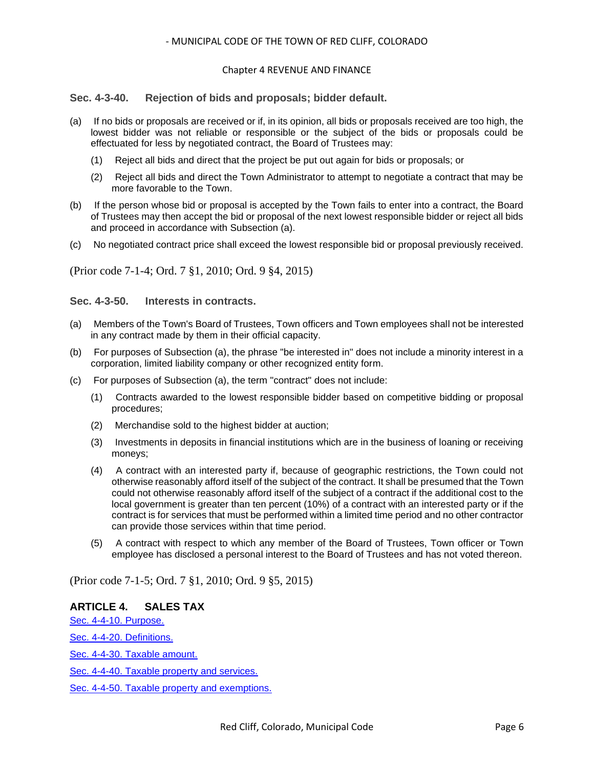### Sec. 4-3-40. Rejection of bids and proposals; bidder default.

(a) If no bids or proposals are received or if, in its opinion, all bids or proposals received are too high, the lowest bidder was not reliable or responsible or the subject of the bids or proposals could be effectuated for less by negotiated contract, the Board of Trustees may:

(1) Reject all bids and direct that the project be put out again for bids or proposals; or

(2) Reject all bids and direct the Town Administrator to attempt to negotiate a contract that may be more favorable to the Town.

(b) If the person whose bid or proposal is accepted by the Town fails to enter into a contract, the Board of Trustees may then accept the bid or proposal of the next lowest responsible bidder or reject all bids and proceed in accordance with Subsection (a).

(c) No negotiated contract price shall exceed the lowest responsible bid or proposal previously received.

(Prior code 7-1-4; Ord. 7 §1, 2010; Ord. 9 §4, 2015)

### Sec. 4-3-50. Interests in contracts.

(a) Members of the Town's Board of Trustees, Town officers and Town employees shall not be interested in any contract made by them in their official capacity.

(b) For purposes of Subsection (a), the phrase "be interested in" does not include a minority interest in a corporation, limited liability company or other recognized entity form.

(c) For purposes of Subsection (a), the term "contract" does not include:

(1) Contracts awarded to the lowest responsible bidder based on competitive bidding or proposal procedures;

(2) Merchandise sold to the highest bidder at auction;

(3) Investments in deposits in financial institutions which are in the business of loaning or receiving moneys;

(4) A contract with an interested party if, because of geographic restrictions, the Town could not otherwise reasonably afford itself of the subject of the contract. It shall be presumed that the Town could not otherwise reasonably afford itself of the subject of a contract if the additional cost to the local government is greater than ten percent (10%) of a contract with an interested party or if the contract is for services that must be performed within a limited time period and no other contractor can provide those services within that time period.

(5) A contract with respect to which any member of the Board of Trustees, Town officer or Town employee has disclosed a personal interest to the Board of Trustees and has not voted thereon.

(Prior code 7-1-5; Ord. 7 §1, 2010; Ord. 9 §5, 2015)

## ARTICLE 4. SALES TAX

Sec. 4-4-10. Purpose.

Sec. 4-4-20. Definitions.

Sec. 4-4-30. Taxable amount.

Sec. 4-4-40. Taxable property and services.

Sec. 4-4-50. Taxable property and exemptions.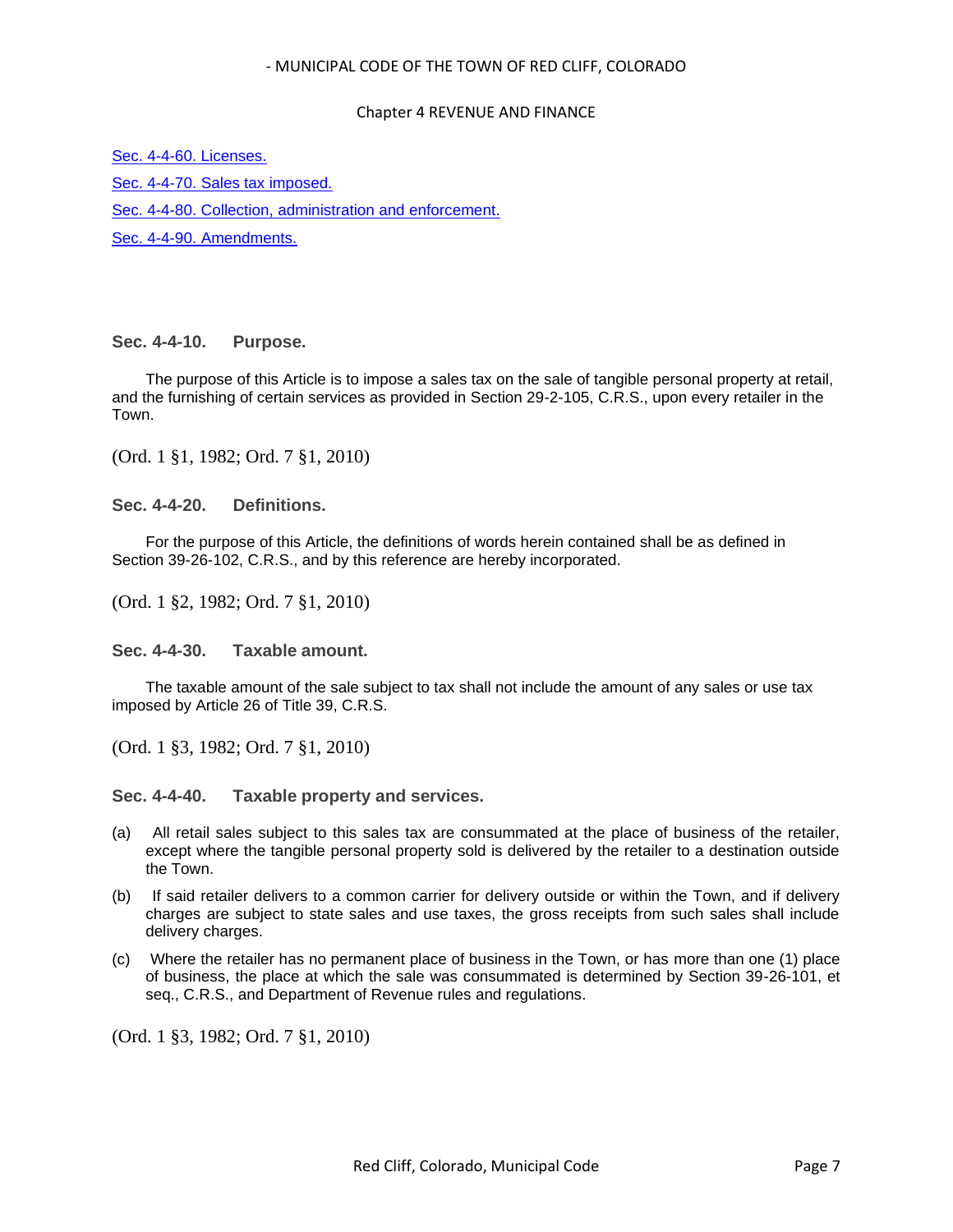[Sec. 4-4-60. Licenses.]

[Sec. 4-4-70. Sales tax imposed.]

[Sec. 4-4-80. Collection, administration and enforcement.]

[Sec. 4-4-90. Amendments.]

### Sec. 4-4-10. Purpose.

The purpose of this Article is to impose a sales tax on the sale of tangible personal property at retail, and the furnishing of certain services as provided in Section 29-2-105, C.R.S., upon every retailer in the Town.

(Ord. 1 §1, 1982; Ord. 7 §1, 2010)

### Sec. 4-4-20. Definitions.

For the purpose of this Article, the definitions of words herein contained shall be as defined in Section 39-26-102, C.R.S., and by this reference are hereby incorporated.

(Ord. 1 §2, 1982; Ord. 7 §1, 2010)

### Sec. 4-4-30. Taxable amount.

The taxable amount of the sale subject to tax shall not include the amount of any sales or use tax imposed by Article 26 of Title 39, C.R.S.

(Ord. 1 §3, 1982; Ord. 7 §1, 2010)

### Sec. 4-4-40. Taxable property and services.

(a) All retail sales subject to this sales tax are consummated at the place of business of the retailer, except where the tangible personal property sold is delivered by the retailer to a destination outside the Town.

(b) If said retailer delivers to a common carrier for delivery outside or within the Town, and if delivery charges are subject to state sales and use taxes, the gross receipts from such sales shall include delivery charges.

(c) Where the retailer has no permanent place of business in the Town, or has more than one (1) place of business, the place at which the sale was consummated is determined by Section 39-26-101, et seq., C.R.S., and Department of Revenue rules and regulations.

(Ord. 1 §3, 1982; Ord. 7 §1, 2010)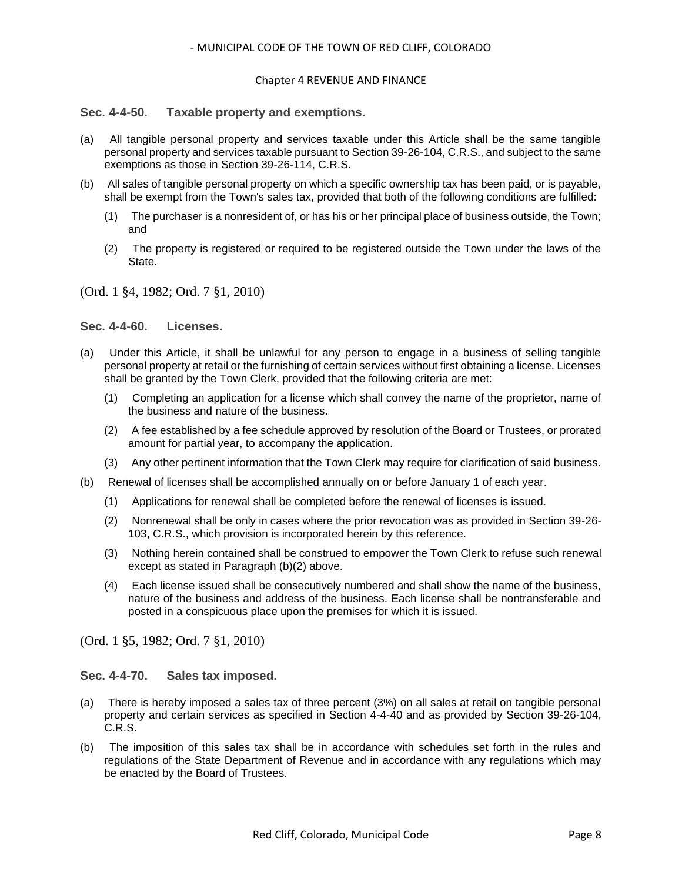### Sec. 4-4-50. Taxable property and exemptions.

(a) All tangible personal property and services taxable under this Article shall be the same tangible personal property and services taxable pursuant to Section 39-26-104, C.R.S., and subject to the same exemptions as those in Section 39-26-114, C.R.S.

(b) All sales of tangible personal property on which a specific ownership tax has been paid, or is payable, shall be exempt from the Town's sales tax, provided that both of the following conditions are fulfilled:

(1) The purchaser is a nonresident of, or has his or her principal place of business outside, the Town; and

(2) The property is registered or required to be registered outside the Town under the laws of the State.

(Ord. 1 §4, 1982; Ord. 7 §1, 2010)

### Sec. 4-4-60. Licenses.

(a) Under this Article, it shall be unlawful for any person to engage in a business of selling tangible personal property at retail or the furnishing of certain services without first obtaining a license. Licenses shall be granted by the Town Clerk, provided that the following criteria are met:

(1) Completing an application for a license which shall convey the name of the proprietor, name of the business and nature of the business.

(2) A fee established by a fee schedule approved by resolution of the Board or Trustees, or prorated amount for partial year, to accompany the application.

(3) Any other pertinent information that the Town Clerk may require for clarification of said business.

(b) Renewal of licenses shall be accomplished annually on or before January 1 of each year.

(1) Applications for renewal shall be completed before the renewal of licenses is issued.

(2) Nonrenewal shall be only in cases where the prior revocation was as provided in Section 39-26-103, C.R.S., which provision is incorporated herein by this reference.

(3) Nothing herein contained shall be construed to empower the Town Clerk to refuse such renewal except as stated in Paragraph (b)(2) above.

(4) Each license issued shall be consecutively numbered and shall show the name of the business, nature of the business and address of the business. Each license shall be nontransferable and posted in a conspicuous place upon the premises for which it is issued.

(Ord. 1 §5, 1982; Ord. 7 §1, 2010)

### Sec. 4-4-70. Sales tax imposed.

(a) There is hereby imposed a sales tax of three percent (3%) on all sales at retail on tangible personal property and certain services as specified in Section 4-4-40 and as provided by Section 39-26-104, C.R.S.

(b) The imposition of this sales tax shall be in accordance with schedules set forth in the rules and regulations of the State Department of Revenue and in accordance with any regulations which may be enacted by the Board of Trustees.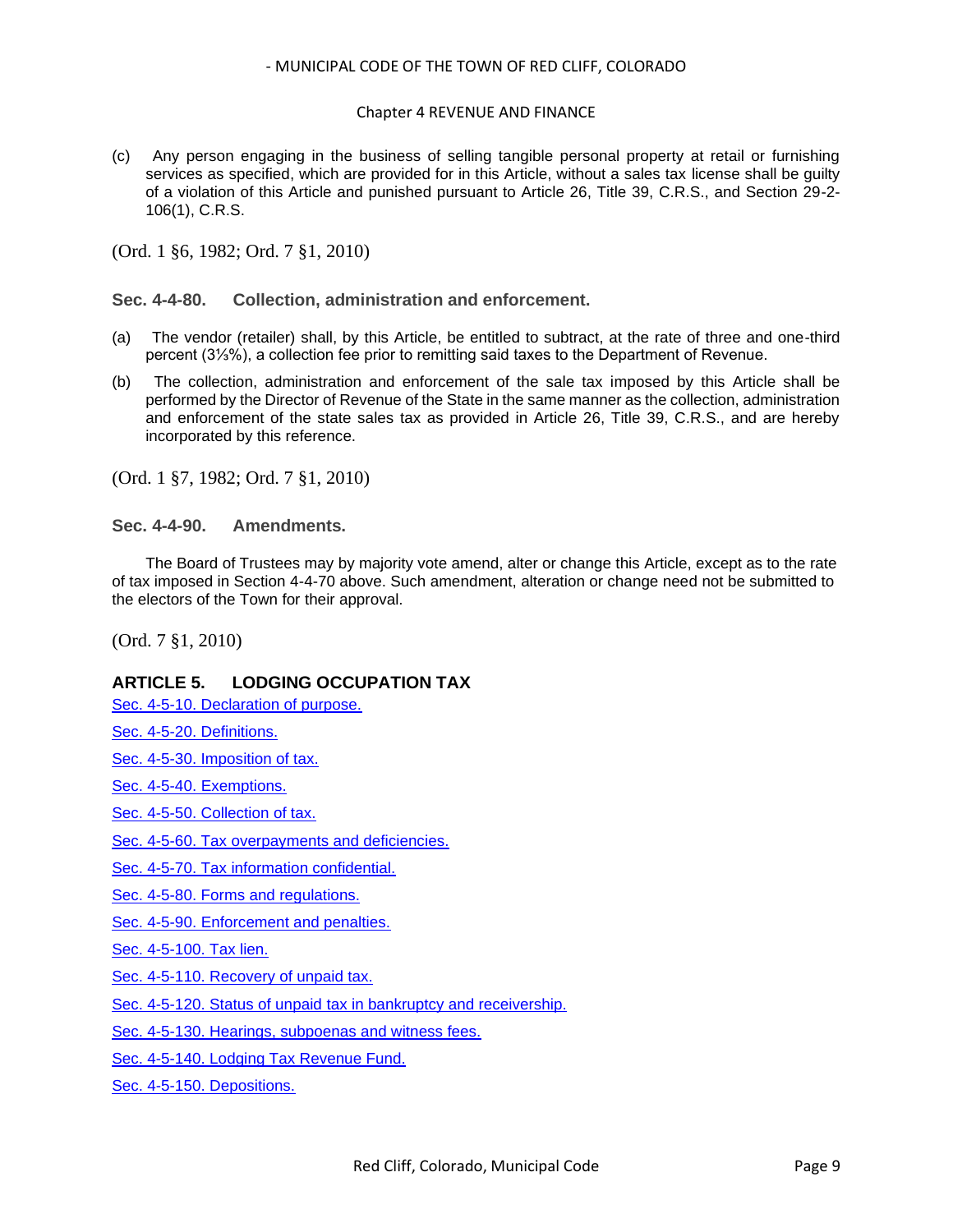(c) Any person engaging in the business of selling tangible personal property at retail or furnishing services as specified, which are provided for in this Article, without a sales tax license shall be guilty of a violation of this Article and punished pursuant to Article 26, Title 39, C.R.S., and Section 29-2-106(1), C.R.S.

(Ord. 1 §6, 1982; Ord. 7 §1, 2010)

### Sec. 4-4-80. Collection, administration and enforcement.

(a) The vendor (retailer) shall, by this Article, be entitled to subtract, at the rate of three and one-third percent (3⅓%), a collection fee prior to remitting said taxes to the Department of Revenue.

(b) The collection, administration and enforcement of the sale tax imposed by this Article shall be performed by the Director of Revenue of the State in the same manner as the collection, administration and enforcement of the state sales tax as provided in Article 26, Title 39, C.R.S., and are hereby incorporated by this reference.

(Ord. 1 §7, 1982; Ord. 7 §1, 2010)

### Sec. 4-4-90. Amendments.

The Board of Trustees may by majority vote amend, alter or change this Article, except as to the rate of tax imposed in Section 4-4-70 above. Such amendment, alteration or change need not be submitted to the electors of the Town for their approval.

(Ord. 7 §1, 2010)

## ARTICLE 5. LODGING OCCUPATION TAX

Sec. 4-5-10. Declaration of purpose.

Sec. 4-5-20. Definitions.

Sec. 4-5-30. Imposition of tax.

Sec. 4-5-40. Exemptions.

Sec. 4-5-50. Collection of tax.

Sec. 4-5-60. Tax overpayments and deficiencies.

Sec. 4-5-70. Tax information confidential.

Sec. 4-5-80. Forms and regulations.

Sec. 4-5-90. Enforcement and penalties.

Sec. 4-5-100. Tax lien.

Sec. 4-5-110. Recovery of unpaid tax.

Sec. 4-5-120. Status of unpaid tax in bankruptcy and receivership.

Sec. 4-5-130. Hearings, subpoenas and witness fees.

Sec. 4-5-140. Lodging Tax Revenue Fund.

Sec. 4-5-150. Depositions.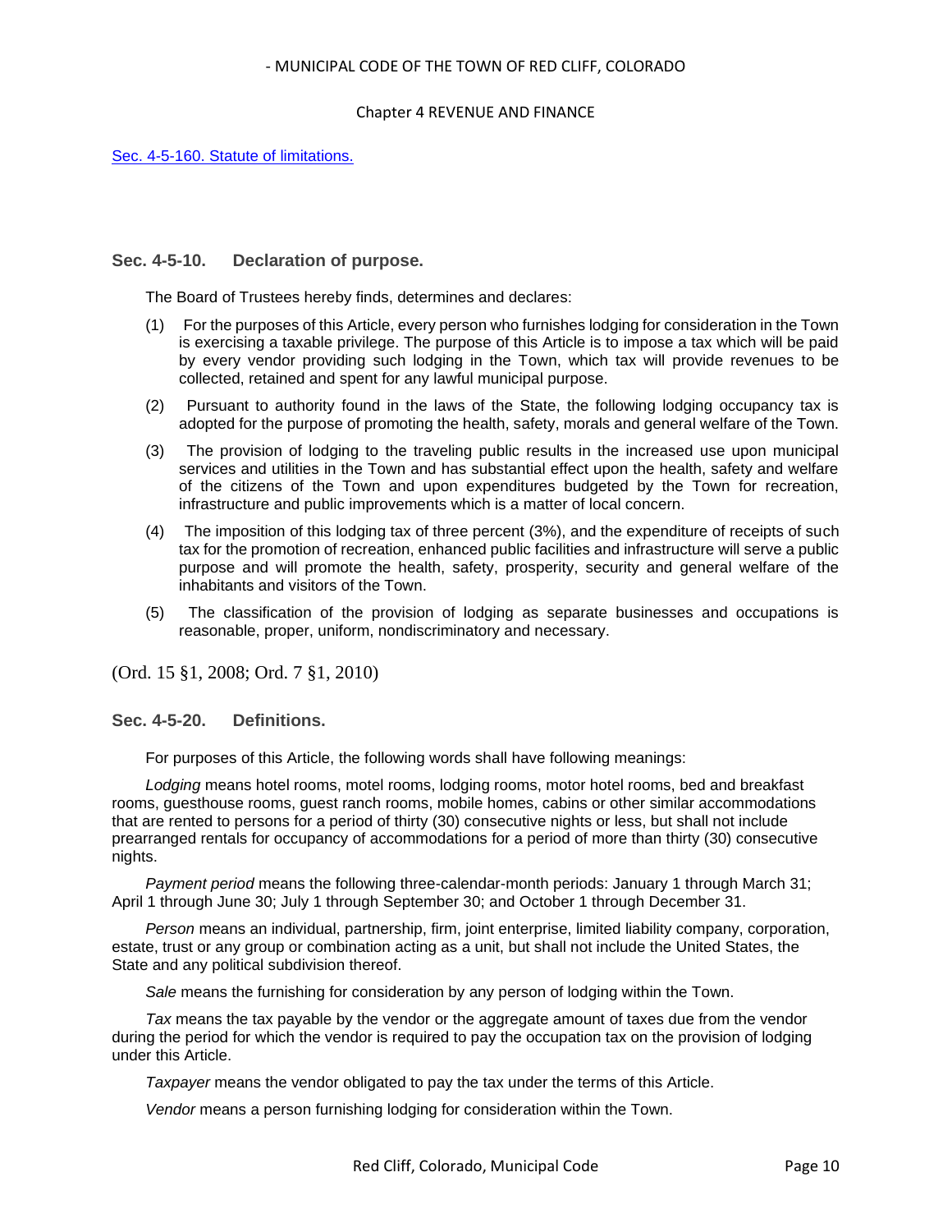[Sec. 4-5-160. Statute of limitations.]

### Sec. 4-5-10. Declaration of purpose.

The Board of Trustees hereby finds, determines and declares:

(1) For the purposes of this Article, every person who furnishes lodging for consideration in the Town is exercising a taxable privilege. The purpose of this Article is to impose a tax which will be paid by every vendor providing such lodging in the Town, which tax will provide revenues to be collected, retained and spent for any lawful municipal purpose.

(2) Pursuant to authority found in the laws of the State, the following lodging occupancy tax is adopted for the purpose of promoting the health, safety, morals and general welfare of the Town.

(3) The provision of lodging to the traveling public results in the increased use upon municipal services and utilities in the Town and has substantial effect upon the health, safety and welfare of the citizens of the Town and upon expenditures budgeted by the Town for recreation, infrastructure and public improvements which is a matter of local concern.

(4) The imposition of this lodging tax of three percent (3%), and the expenditure of receipts of such tax for the promotion of recreation, enhanced public facilities and infrastructure will serve a public purpose and will promote the health, safety, prosperity, security and general welfare of the inhabitants and visitors of the Town.

(5) The classification of the provision of lodging as separate businesses and occupations is reasonable, proper, uniform, nondiscriminatory and necessary.

(Ord. 15 §1, 2008; Ord. 7 §1, 2010)

### Sec. 4-5-20. Definitions.

For purposes of this Article, the following words shall have following meanings:

*Lodging* means hotel rooms, motel rooms, lodging rooms, motor hotel rooms, bed and breakfast rooms, guesthouse rooms, guest ranch rooms, mobile homes, cabins or other similar accommodations that are rented to persons for a period of thirty (30) consecutive nights or less, but shall not include prearranged rentals for occupancy of accommodations for a period of more than thirty (30) consecutive nights.

*Payment period* means the following three-calendar-month periods: January 1 through March 31; April 1 through June 30; July 1 through September 30; and October 1 through December 31.

*Person* means an individual, partnership, firm, joint enterprise, limited liability company, corporation, estate, trust or any group or combination acting as a unit, but shall not include the United States, the State and any political subdivision thereof.

*Sale* means the furnishing for consideration by any person of lodging within the Town.

*Tax* means the tax payable by the vendor or the aggregate amount of taxes due from the vendor during the period for which the vendor is required to pay the occupation tax on the provision of lodging under this Article.

*Taxpayer* means the vendor obligated to pay the tax under the terms of this Article.

*Vendor* means a person furnishing lodging for consideration within the Town.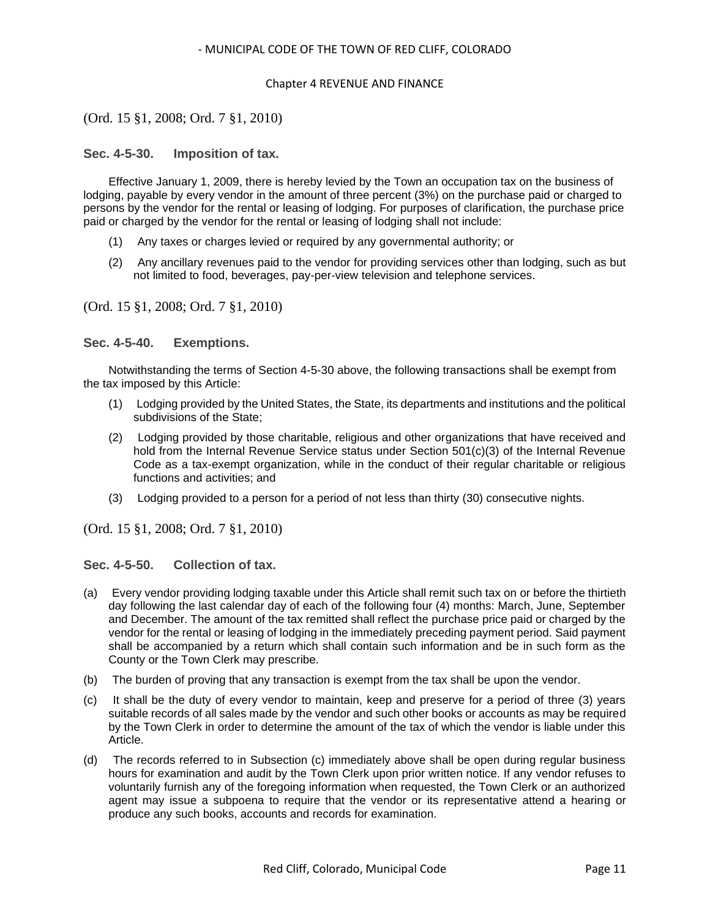(Ord. 15 §1, 2008; Ord. 7 §1, 2010)

### Sec. 4-5-30. Imposition of tax.

Effective January 1, 2009, there is hereby levied by the Town an occupation tax on the business of lodging, payable by every vendor in the amount of three percent (3%) on the purchase paid or charged to persons by the vendor for the rental or leasing of lodging. For purposes of clarification, the purchase price paid or charged by the vendor for the rental or leasing of lodging shall not include:

(1) Any taxes or charges levied or required by any governmental authority; or

(2) Any ancillary revenues paid to the vendor for providing services other than lodging, such as but not limited to food, beverages, pay-per-view television and telephone services.

(Ord. 15 §1, 2008; Ord. 7 §1, 2010)

### Sec. 4-5-40. Exemptions.

Notwithstanding the terms of Section 4-5-30 above, the following transactions shall be exempt from the tax imposed by this Article:

(1) Lodging provided by the United States, the State, its departments and institutions and the political subdivisions of the State;

(2) Lodging provided by those charitable, religious and other organizations that have received and hold from the Internal Revenue Service status under Section 501(c)(3) of the Internal Revenue Code as a tax-exempt organization, while in the conduct of their regular charitable or religious functions and activities; and

(3) Lodging provided to a person for a period of not less than thirty (30) consecutive nights.

(Ord. 15 §1, 2008; Ord. 7 §1, 2010)

### Sec. 4-5-50. Collection of tax.

(a) Every vendor providing lodging taxable under this Article shall remit such tax on or before the thirtieth day following the last calendar day of each of the following four (4) months: March, June, September and December. The amount of the tax remitted shall reflect the purchase price paid or charged by the vendor for the rental or leasing of lodging in the immediately preceding payment period. Said payment shall be accompanied by a return which shall contain such information and be in such form as the County or the Town Clerk may prescribe.

(b) The burden of proving that any transaction is exempt from the tax shall be upon the vendor.

(c) It shall be the duty of every vendor to maintain, keep and preserve for a period of three (3) years suitable records of all sales made by the vendor and such other books or accounts as may be required by the Town Clerk in order to determine the amount of the tax of which the vendor is liable under this Article.

(d) The records referred to in Subsection (c) immediately above shall be open during regular business hours for examination and audit by the Town Clerk upon prior written notice. If any vendor refuses to voluntarily furnish any of the foregoing information when requested, the Town Clerk or an authorized agent may issue a subpoena to require that the vendor or its representative attend a hearing or produce any such books, accounts and records for examination.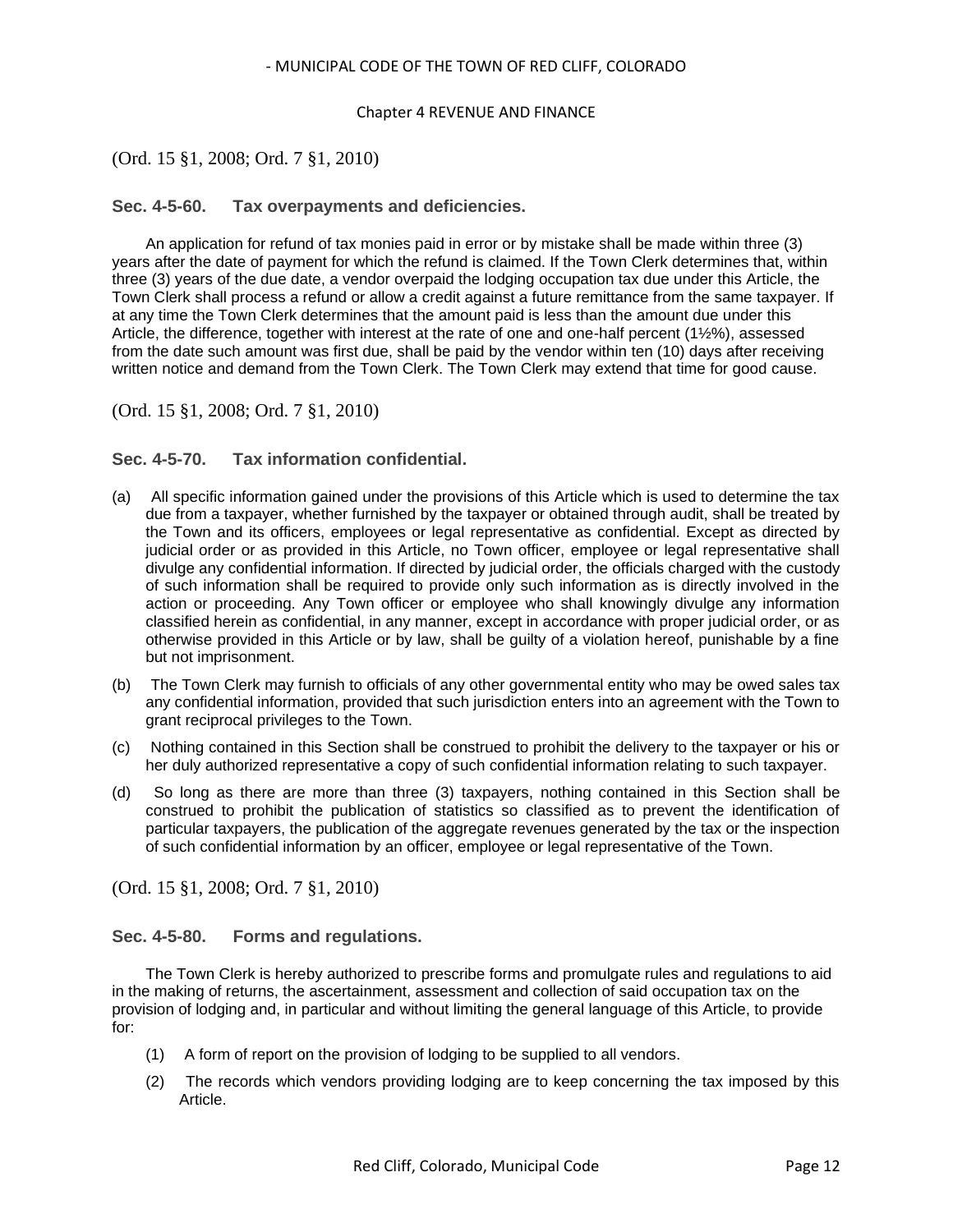(Ord. 15 §1, 2008; Ord. 7 §1, 2010)

### Sec. 4-5-60. Tax overpayments and deficiencies.

An application for refund of tax monies paid in error or by mistake shall be made within three (3) years after the date of payment for which the refund is claimed. If the Town Clerk determines that, within three (3) years of the due date, a vendor overpaid the lodging occupation tax due under this Article, the Town Clerk shall process a refund or allow a credit against a future remittance from the same taxpayer. If at any time the Town Clerk determines that the amount paid is less than the amount due under this Article, the difference, together with interest at the rate of one and one-half percent (1½%), assessed from the date such amount was first due, shall be paid by the vendor within ten (10) days after receiving written notice and demand from the Town Clerk. The Town Clerk may extend that time for good cause.

(Ord. 15 §1, 2008; Ord. 7 §1, 2010)

### Sec. 4-5-70. Tax information confidential.

(a) All specific information gained under the provisions of this Article which is used to determine the tax due from a taxpayer, whether furnished by the taxpayer or obtained through audit, shall be treated by the Town and its officers, employees or legal representative as confidential. Except as directed by judicial order or as provided in this Article, no Town officer, employee or legal representative shall divulge any confidential information. If directed by judicial order, the officials charged with the custody of such information shall be required to provide only such information as is directly involved in the action or proceeding. Any Town officer or employee who shall knowingly divulge any information classified herein as confidential, in any manner, except in accordance with proper judicial order, or as otherwise provided in this Article or by law, shall be guilty of a violation hereof, punishable by a fine but not imprisonment.

(b) The Town Clerk may furnish to officials of any other governmental entity who may be owed sales tax any confidential information, provided that such jurisdiction enters into an agreement with the Town to grant reciprocal privileges to the Town.

(c) Nothing contained in this Section shall be construed to prohibit the delivery to the taxpayer or his or her duly authorized representative a copy of such confidential information relating to such taxpayer.

(d) So long as there are more than three (3) taxpayers, nothing contained in this Section shall be construed to prohibit the publication of statistics so classified as to prevent the identification of particular taxpayers, the publication of the aggregate revenues generated by the tax or the inspection of such confidential information by an officer, employee or legal representative of the Town.

(Ord. 15 §1, 2008; Ord. 7 §1, 2010)

### Sec. 4-5-80. Forms and regulations.

The Town Clerk is hereby authorized to prescribe forms and promulgate rules and regulations to aid in the making of returns, the ascertainment, assessment and collection of said occupation tax on the provision of lodging and, in particular and without limiting the general language of this Article, to provide for:

(1) A form of report on the provision of lodging to be supplied to all vendors.

(2) The records which vendors providing lodging are to keep concerning the tax imposed by this Article.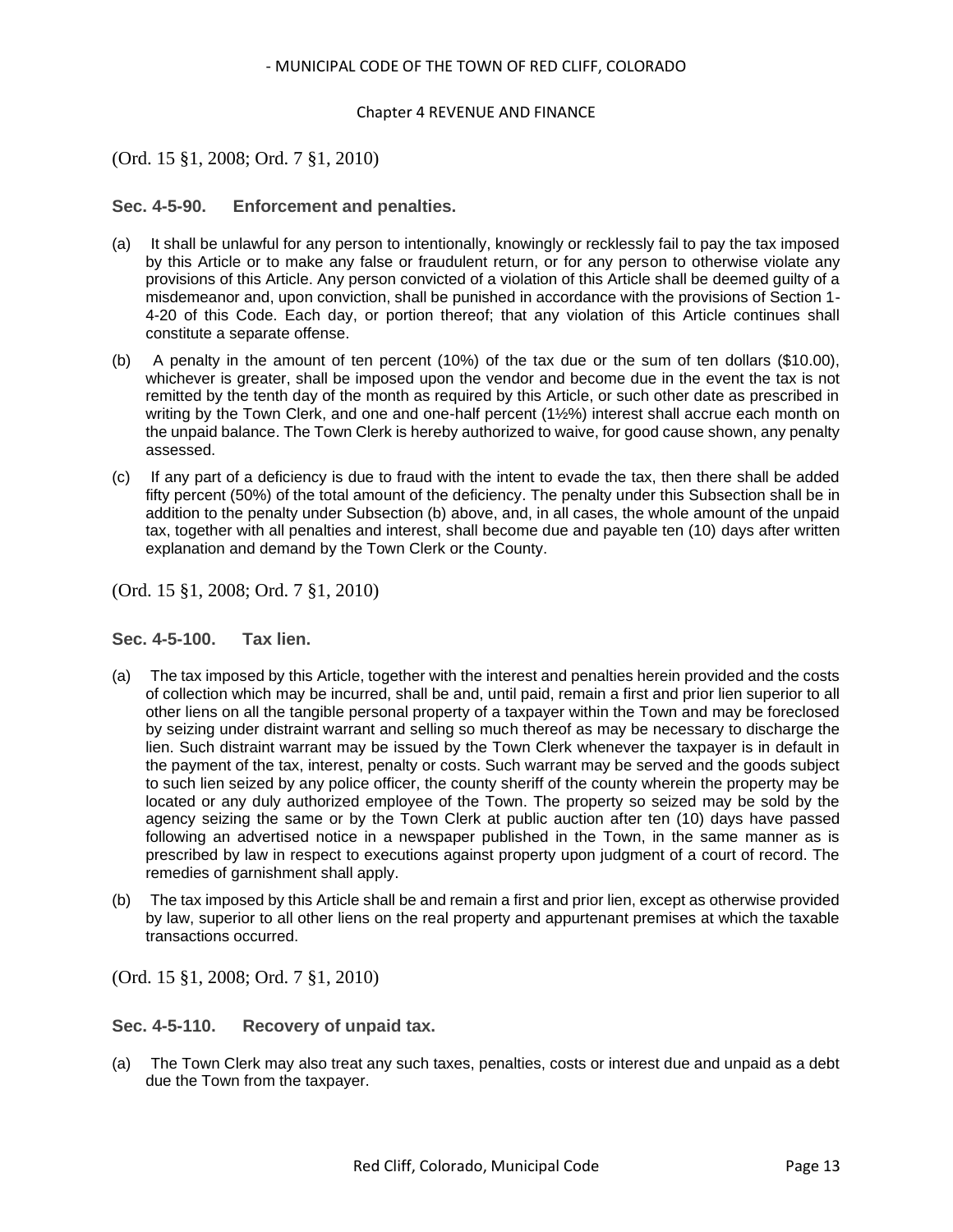(Ord. 15 §1, 2008; Ord. 7 §1, 2010)

### Sec. 4-5-90. Enforcement and penalties.

(a) It shall be unlawful for any person to intentionally, knowingly or recklessly fail to pay the tax imposed by this Article or to make any false or fraudulent return, or for any person to otherwise violate any provisions of this Article. Any person convicted of a violation of this Article shall be deemed guilty of a misdemeanor and, upon conviction, shall be punished in accordance with the provisions of Section 1-4-20 of this Code. Each day, or portion thereof; that any violation of this Article continues shall constitute a separate offense.

(b) A penalty in the amount of ten percent (10%) of the tax due or the sum of ten dollars ($10.00), whichever is greater, shall be imposed upon the vendor and become due in the event the tax is not remitted by the tenth day of the month as required by this Article, or such other date as prescribed in writing by the Town Clerk, and one and one-half percent (1½%) interest shall accrue each month on the unpaid balance. The Town Clerk is hereby authorized to waive, for good cause shown, any penalty assessed.

(c) If any part of a deficiency is due to fraud with the intent to evade the tax, then there shall be added fifty percent (50%) of the total amount of the deficiency. The penalty under this Subsection shall be in addition to the penalty under Subsection (b) above, and, in all cases, the whole amount of the unpaid tax, together with all penalties and interest, shall become due and payable ten (10) days after written explanation and demand by the Town Clerk or the County.

(Ord. 15 §1, 2008; Ord. 7 §1, 2010)

### Sec. 4-5-100. Tax lien.

(a) The tax imposed by this Article, together with the interest and penalties herein provided and the costs of collection which may be incurred, shall be and, until paid, remain a first and prior lien superior to all other liens on all the tangible personal property of a taxpayer within the Town and may be foreclosed by seizing under distraint warrant and selling so much thereof as may be necessary to discharge the lien. Such distraint warrant may be issued by the Town Clerk whenever the taxpayer is in default in the payment of the tax, interest, penalty or costs. Such warrant may be served and the goods subject to such lien seized by any police officer, the county sheriff of the county wherein the property may be located or any duly authorized employee of the Town. The property so seized may be sold by the agency seizing the same or by the Town Clerk at public auction after ten (10) days have passed following an advertised notice in a newspaper published in the Town, in the same manner as is prescribed by law in respect to executions against property upon judgment of a court of record. The remedies of garnishment shall apply.

(b) The tax imposed by this Article shall be and remain a first and prior lien, except as otherwise provided by law, superior to all other liens on the real property and appurtenant premises at which the taxable transactions occurred.

(Ord. 15 §1, 2008; Ord. 7 §1, 2010)

### Sec. 4-5-110. Recovery of unpaid tax.

(a) The Town Clerk may also treat any such taxes, penalties, costs or interest due and unpaid as a debt due the Town from the taxpayer.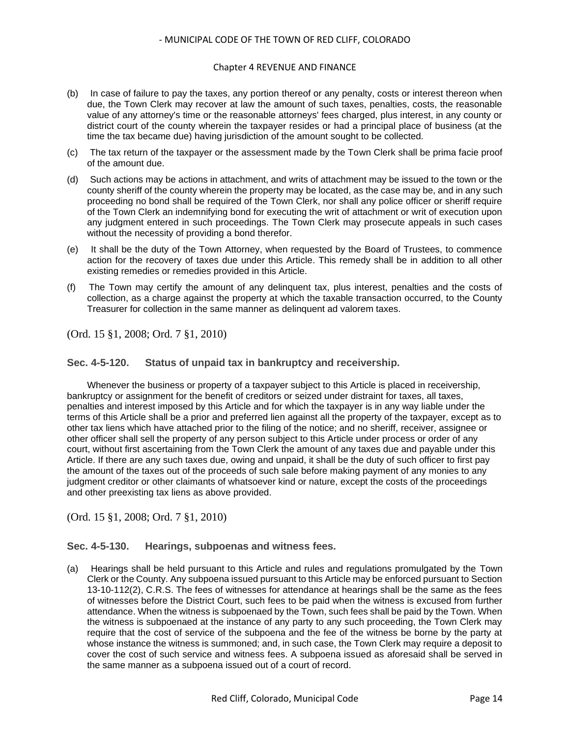(b) In case of failure to pay the taxes, any portion thereof or any penalty, costs or interest thereon when due, the Town Clerk may recover at law the amount of such taxes, penalties, costs, the reasonable value of any attorney's time or the reasonable attorneys' fees charged, plus interest, in any county or district court of the county wherein the taxpayer resides or had a principal place of business (at the time the tax became due) having jurisdiction of the amount sought to be collected.

(c) The tax return of the taxpayer or the assessment made by the Town Clerk shall be prima facie proof of the amount due.

(d) Such actions may be actions in attachment, and writs of attachment may be issued to the town or the county sheriff of the county wherein the property may be located, as the case may be, and in any such proceeding no bond shall be required of the Town Clerk, nor shall any police officer or sheriff require of the Town Clerk an indemnifying bond for executing the writ of attachment or writ of execution upon any judgment entered in such proceedings. The Town Clerk may prosecute appeals in such cases without the necessity of providing a bond therefor.

(e) It shall be the duty of the Town Attorney, when requested by the Board of Trustees, to commence action for the recovery of taxes due under this Article. This remedy shall be in addition to all other existing remedies or remedies provided in this Article.

(f) The Town may certify the amount of any delinquent tax, plus interest, penalties and the costs of collection, as a charge against the property at which the taxable transaction occurred, to the County Treasurer for collection in the same manner as delinquent ad valorem taxes.

(Ord. 15 §1, 2008; Ord. 7 §1, 2010)

### Sec. 4-5-120. Status of unpaid tax in bankruptcy and receivership.

Whenever the business or property of a taxpayer subject to this Article is placed in receivership, bankruptcy or assignment for the benefit of creditors or seized under distraint for taxes, all taxes, penalties and interest imposed by this Article and for which the taxpayer is in any way liable under the terms of this Article shall be a prior and preferred lien against all the property of the taxpayer, except as to other tax liens which have attached prior to the filing of the notice; and no sheriff, receiver, assignee or other officer shall sell the property of any person subject to this Article under process or order of any court, without first ascertaining from the Town Clerk the amount of any taxes due and payable under this Article. If there are any such taxes due, owing and unpaid, it shall be the duty of such officer to first pay the amount of the taxes out of the proceeds of such sale before making payment of any monies to any judgment creditor or other claimants of whatsoever kind or nature, except the costs of the proceedings and other preexisting tax liens as above provided.

(Ord. 15 §1, 2008; Ord. 7 §1, 2010)

### Sec. 4-5-130. Hearings, subpoenas and witness fees.

(a) Hearings shall be held pursuant to this Article and rules and regulations promulgated by the Town Clerk or the County. Any subpoena issued pursuant to this Article may be enforced pursuant to Section 13-10-112(2), C.R.S. The fees of witnesses for attendance at hearings shall be the same as the fees of witnesses before the District Court, such fees to be paid when the witness is excused from further attendance. When the witness is subpoenaed by the Town, such fees shall be paid by the Town. When the witness is subpoenaed at the instance of any party to any such proceeding, the Town Clerk may require that the cost of service of the subpoena and the fee of the witness be borne by the party at whose instance the witness is summoned; and, in such case, the Town Clerk may require a deposit to cover the cost of such service and witness fees. A subpoena issued as aforesaid shall be served in the same manner as a subpoena issued out of a court of record.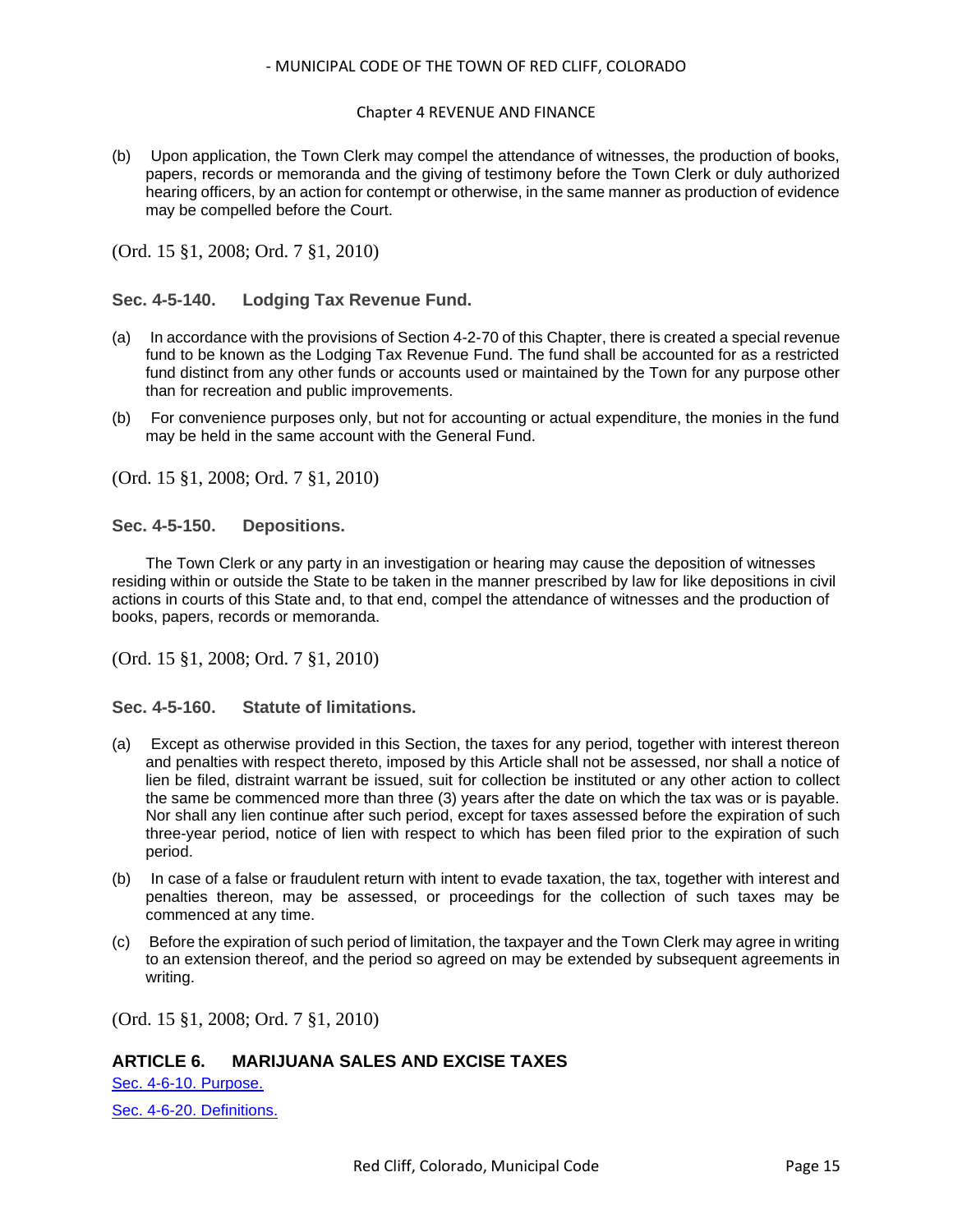(b) Upon application, the Town Clerk may compel the attendance of witnesses, the production of books, papers, records or memoranda and the giving of testimony before the Town Clerk or duly authorized hearing officers, by an action for contempt or otherwise, in the same manner as production of evidence may be compelled before the Court.

(Ord. 15 §1, 2008; Ord. 7 §1, 2010)

### Sec. 4-5-140. Lodging Tax Revenue Fund.

(a) In accordance with the provisions of Section 4-2-70 of this Chapter, there is created a special revenue fund to be known as the Lodging Tax Revenue Fund. The fund shall be accounted for as a restricted fund distinct from any other funds or accounts used or maintained by the Town for any purpose other than for recreation and public improvements.

(b) For convenience purposes only, but not for accounting or actual expenditure, the monies in the fund may be held in the same account with the General Fund.

(Ord. 15 §1, 2008; Ord. 7 §1, 2010)

### Sec. 4-5-150. Depositions.

The Town Clerk or any party in an investigation or hearing may cause the deposition of witnesses residing within or outside the State to be taken in the manner prescribed by law for like depositions in civil actions in courts of this State and, to that end, compel the attendance of witnesses and the production of books, papers, records or memoranda.

(Ord. 15 §1, 2008; Ord. 7 §1, 2010)

### Sec. 4-5-160. Statute of limitations.

(a) Except as otherwise provided in this Section, the taxes for any period, together with interest thereon and penalties with respect thereto, imposed by this Article shall not be assessed, nor shall a notice of lien be filed, distraint warrant be issued, suit for collection be instituted or any other action to collect the same be commenced more than three (3) years after the date on which the tax was or is payable. Nor shall any lien continue after such period, except for taxes assessed before the expiration of such three-year period, notice of lien with respect to which has been filed prior to the expiration of such period.

(b) In case of a false or fraudulent return with intent to evade taxation, the tax, together with interest and penalties thereon, may be assessed, or proceedings for the collection of such taxes may be commenced at any time.

(c) Before the expiration of such period of limitation, the taxpayer and the Town Clerk may agree in writing to an extension thereof, and the period so agreed on may be extended by subsequent agreements in writing.

(Ord. 15 §1, 2008; Ord. 7 §1, 2010)

## ARTICLE 6. MARIJUANA SALES AND EXCISE TAXES

Sec. 4-6-10. Purpose.

Sec. 4-6-20. Definitions.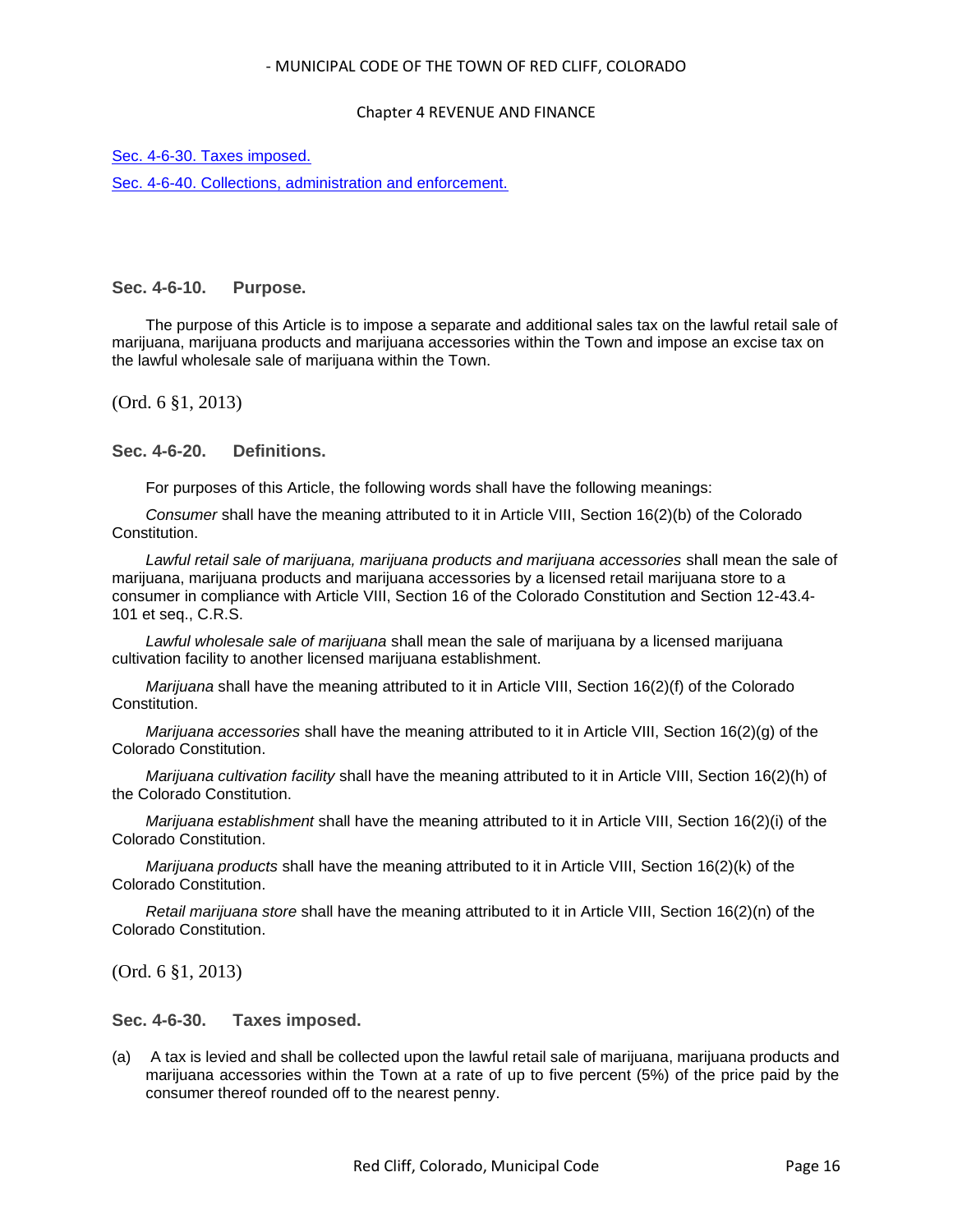Sec. 4-6-30. Taxes imposed.

Sec. 4-6-40. Collections, administration and enforcement.

### Sec. 4-6-10. Purpose.

The purpose of this Article is to impose a separate and additional sales tax on the lawful retail sale of marijuana, marijuana products and marijuana accessories within the Town and impose an excise tax on the lawful wholesale sale of marijuana within the Town.

(Ord. 6 §1, 2013)

### Sec. 4-6-20. Definitions.

For purposes of this Article, the following words shall have the following meanings:

*Consumer* shall have the meaning attributed to it in Article VIII, Section 16(2)(b) of the Colorado Constitution.

*Lawful retail sale of marijuana, marijuana products and marijuana accessories* shall mean the sale of marijuana, marijuana products and marijuana accessories by a licensed retail marijuana store to a consumer in compliance with Article VIII, Section 16 of the Colorado Constitution and Section 12-43.4-101 et seq., C.R.S.

*Lawful wholesale sale of marijuana* shall mean the sale of marijuana by a licensed marijuana cultivation facility to another licensed marijuana establishment.

*Marijuana* shall have the meaning attributed to it in Article VIII, Section 16(2)(f) of the Colorado Constitution.

*Marijuana accessories* shall have the meaning attributed to it in Article VIII, Section 16(2)(g) of the Colorado Constitution.

*Marijuana cultivation facility* shall have the meaning attributed to it in Article VIII, Section 16(2)(h) of the Colorado Constitution.

*Marijuana establishment* shall have the meaning attributed to it in Article VIII, Section 16(2)(i) of the Colorado Constitution.

*Marijuana products* shall have the meaning attributed to it in Article VIII, Section 16(2)(k) of the Colorado Constitution.

*Retail marijuana store* shall have the meaning attributed to it in Article VIII, Section 16(2)(n) of the Colorado Constitution.

(Ord. 6 §1, 2013)

### Sec. 4-6-30. Taxes imposed.

(a) A tax is levied and shall be collected upon the lawful retail sale of marijuana, marijuana products and marijuana accessories within the Town at a rate of up to five percent (5%) of the price paid by the consumer thereof rounded off to the nearest penny.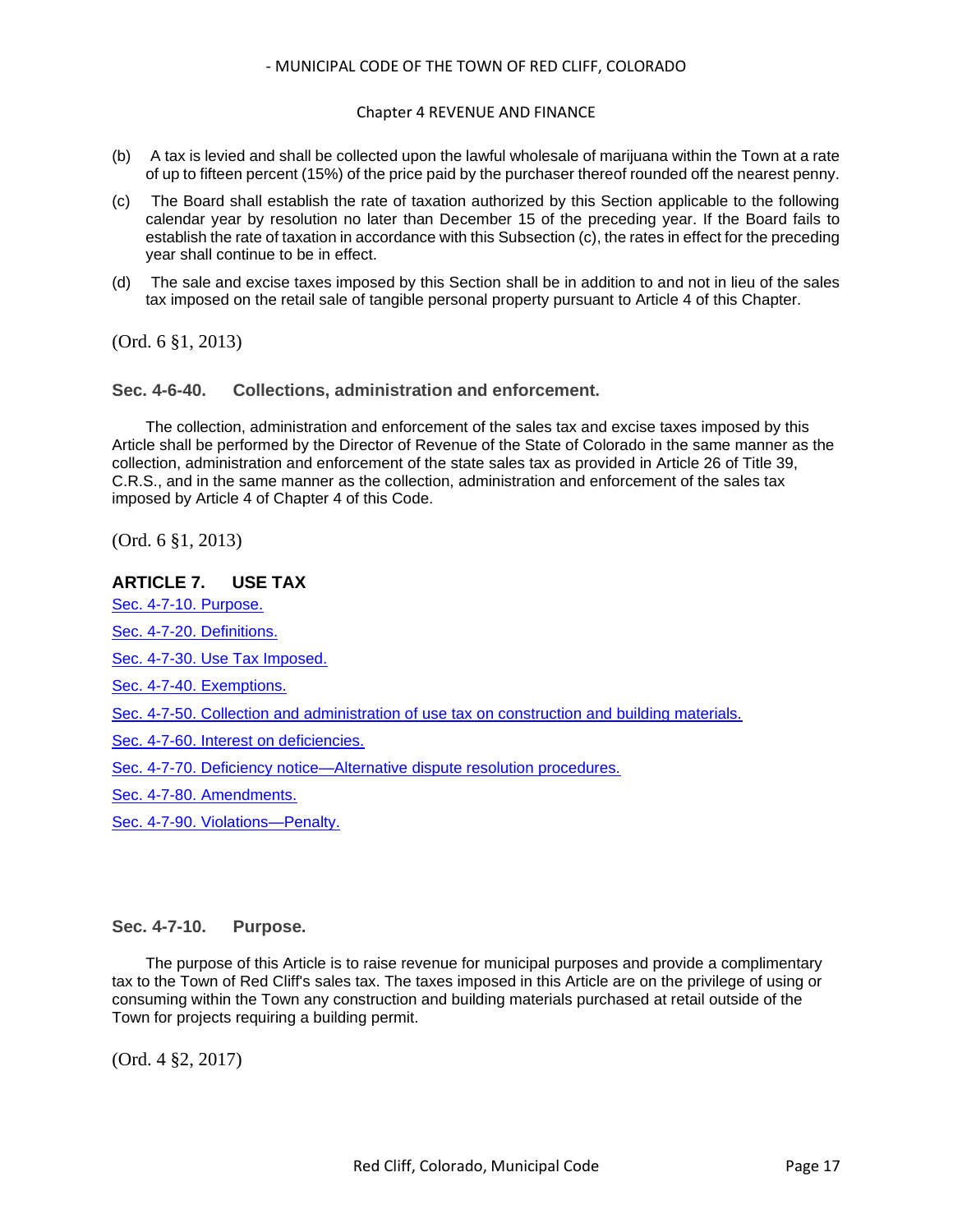(b) A tax is levied and shall be collected upon the lawful wholesale of marijuana within the Town at a rate of up to fifteen percent (15%) of the price paid by the purchaser thereof rounded off the nearest penny.

(c) The Board shall establish the rate of taxation authorized by this Section applicable to the following calendar year by resolution no later than December 15 of the preceding year. If the Board fails to establish the rate of taxation in accordance with this Subsection (c), the rates in effect for the preceding year shall continue to be in effect.

(d) The sale and excise taxes imposed by this Section shall be in addition to and not in lieu of the sales tax imposed on the retail sale of tangible personal property pursuant to Article 4 of this Chapter.

(Ord. 6 §1, 2013)

### Sec. 4-6-40. Collections, administration and enforcement.

The collection, administration and enforcement of the sales tax and excise taxes imposed by this Article shall be performed by the Director of Revenue of the State of Colorado in the same manner as the collection, administration and enforcement of the state sales tax as provided in Article 26 of Title 39, C.R.S., and in the same manner as the collection, administration and enforcement of the sales tax imposed by Article 4 of Chapter 4 of this Code.

(Ord. 6 §1, 2013)

## ARTICLE 7. USE TAX

Sec. 4-7-10. Purpose.

Sec. 4-7-20. Definitions.

Sec. 4-7-30. Use Tax Imposed.

Sec. 4-7-40. Exemptions.

Sec. 4-7-50. Collection and administration of use tax on construction and building materials.

Sec. 4-7-60. Interest on deficiencies.

Sec. 4-7-70. Deficiency notice—Alternative dispute resolution procedures.

Sec. 4-7-80. Amendments.

Sec. 4-7-90. Violations—Penalty.

### Sec. 4-7-10. Purpose.

The purpose of this Article is to raise revenue for municipal purposes and provide a complimentary tax to the Town of Red Cliff's sales tax. The taxes imposed in this Article are on the privilege of using or consuming within the Town any construction and building materials purchased at retail outside of the Town for projects requiring a building permit.

(Ord. 4 §2, 2017)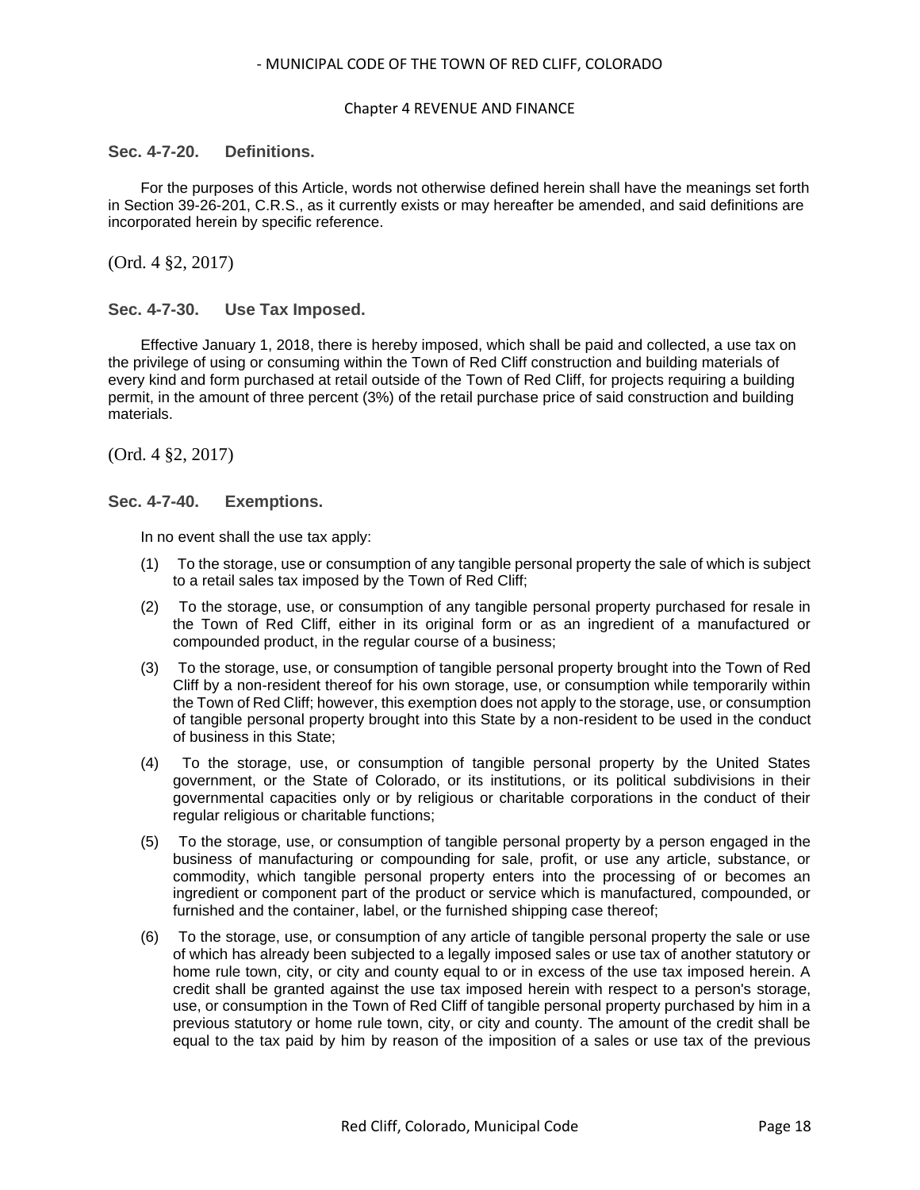### Sec. 4-7-20. Definitions.

For the purposes of this Article, words not otherwise defined herein shall have the meanings set forth in Section 39-26-201, C.R.S., as it currently exists or may hereafter be amended, and said definitions are incorporated herein by specific reference.

(Ord. 4 §2, 2017)

### Sec. 4-7-30. Use Tax Imposed.

Effective January 1, 2018, there is hereby imposed, which shall be paid and collected, a use tax on the privilege of using or consuming within the Town of Red Cliff construction and building materials of every kind and form purchased at retail outside of the Town of Red Cliff, for projects requiring a building permit, in the amount of three percent (3%) of the retail purchase price of said construction and building materials.

(Ord. 4 §2, 2017)

### Sec. 4-7-40. Exemptions.

In no event shall the use tax apply:

(1) To the storage, use or consumption of any tangible personal property the sale of which is subject to a retail sales tax imposed by the Town of Red Cliff;

(2) To the storage, use, or consumption of any tangible personal property purchased for resale in the Town of Red Cliff, either in its original form or as an ingredient of a manufactured or compounded product, in the regular course of a business;

(3) To the storage, use, or consumption of tangible personal property brought into the Town of Red Cliff by a non-resident thereof for his own storage, use, or consumption while temporarily within the Town of Red Cliff; however, this exemption does not apply to the storage, use, or consumption of tangible personal property brought into this State by a non-resident to be used in the conduct of business in this State;

(4) To the storage, use, or consumption of tangible personal property by the United States government, or the State of Colorado, or its institutions, or its political subdivisions in their governmental capacities only or by religious or charitable corporations in the conduct of their regular religious or charitable functions;

(5) To the storage, use, or consumption of tangible personal property by a person engaged in the business of manufacturing or compounding for sale, profit, or use any article, substance, or commodity, which tangible personal property enters into the processing of or becomes an ingredient or component part of the product or service which is manufactured, compounded, or furnished and the container, label, or the furnished shipping case thereof;

(6) To the storage, use, or consumption of any article of tangible personal property the sale or use of which has already been subjected to a legally imposed sales or use tax of another statutory or home rule town, city, or city and county equal to or in excess of the use tax imposed herein. A credit shall be granted against the use tax imposed herein with respect to a person's storage, use, or consumption in the Town of Red Cliff of tangible personal property purchased by him in a previous statutory or home rule town, city, or city and county. The amount of the credit shall be equal to the tax paid by him by reason of the imposition of a sales or use tax of the previous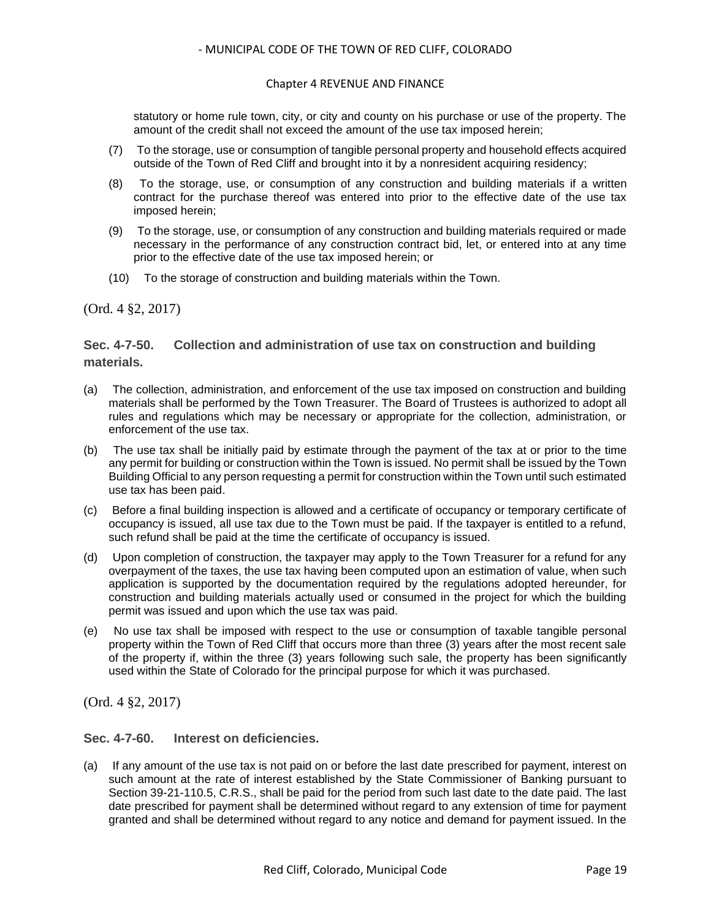statutory or home rule town, city, or city and county on his purchase or use of the property. The amount of the credit shall not exceed the amount of the use tax imposed herein;

(7) To the storage, use or consumption of tangible personal property and household effects acquired outside of the Town of Red Cliff and brought into it by a nonresident acquiring residency;

(8) To the storage, use, or consumption of any construction and building materials if a written contract for the purchase thereof was entered into prior to the effective date of the use tax imposed herein;

(9) To the storage, use, or consumption of any construction and building materials required or made necessary in the performance of any construction contract bid, let, or entered into at any time prior to the effective date of the use tax imposed herein; or

(10) To the storage of construction and building materials within the Town.

(Ord. 4 §2, 2017)

### Sec. 4-7-50. Collection and administration of use tax on construction and building materials.

(a) The collection, administration, and enforcement of the use tax imposed on construction and building materials shall be performed by the Town Treasurer. The Board of Trustees is authorized to adopt all rules and regulations which may be necessary or appropriate for the collection, administration, or enforcement of the use tax.

(b) The use tax shall be initially paid by estimate through the payment of the tax at or prior to the time any permit for building or construction within the Town is issued. No permit shall be issued by the Town Building Official to any person requesting a permit for construction within the Town until such estimated use tax has been paid.

(c) Before a final building inspection is allowed and a certificate of occupancy or temporary certificate of occupancy is issued, all use tax due to the Town must be paid. If the taxpayer is entitled to a refund, such refund shall be paid at the time the certificate of occupancy is issued.

(d) Upon completion of construction, the taxpayer may apply to the Town Treasurer for a refund for any overpayment of the taxes, the use tax having been computed upon an estimation of value, when such application is supported by the documentation required by the regulations adopted hereunder, for construction and building materials actually used or consumed in the project for which the building permit was issued and upon which the use tax was paid.

(e) No use tax shall be imposed with respect to the use or consumption of taxable tangible personal property within the Town of Red Cliff that occurs more than three (3) years after the most recent sale of the property if, within the three (3) years following such sale, the property has been significantly used within the State of Colorado for the principal purpose for which it was purchased.

(Ord. 4 §2, 2017)

### Sec. 4-7-60. Interest on deficiencies.

(a) If any amount of the use tax is not paid on or before the last date prescribed for payment, interest on such amount at the rate of interest established by the State Commissioner of Banking pursuant to Section 39-21-110.5, C.R.S., shall be paid for the period from such last date to the date paid. The last date prescribed for payment shall be determined without regard to any extension of time for payment granted and shall be determined without regard to any notice and demand for payment issued. In the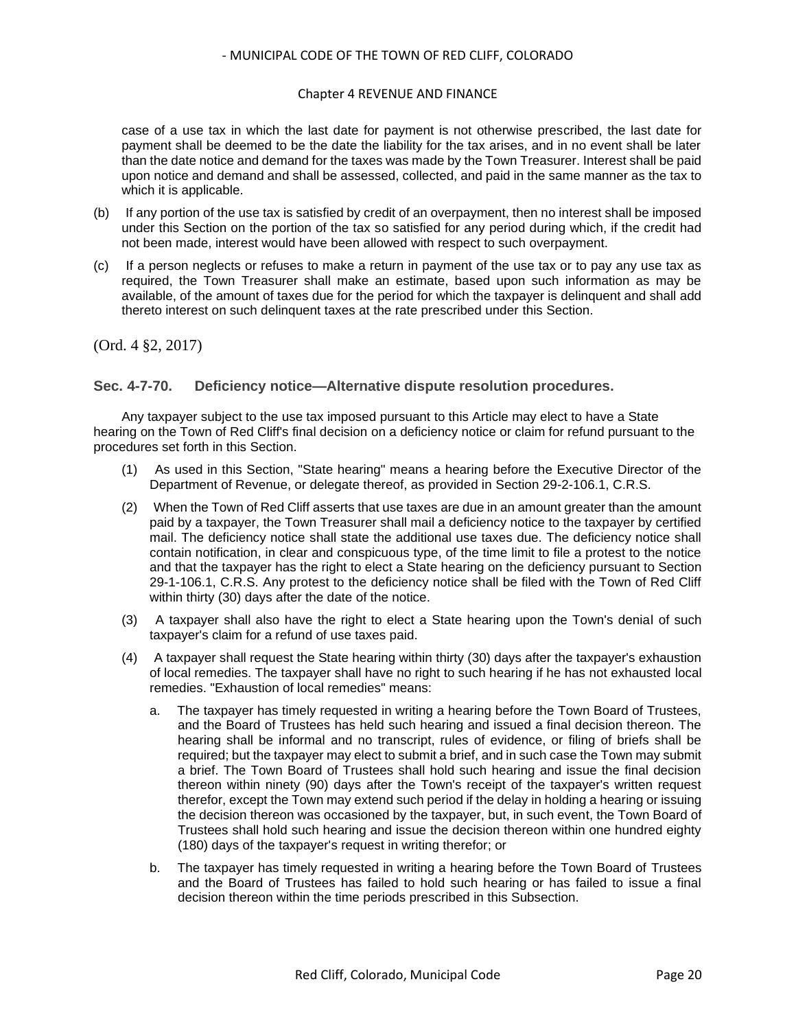case of a use tax in which the last date for payment is not otherwise prescribed, the last date for payment shall be deemed to be the date the liability for the tax arises, and in no event shall be later than the date notice and demand for the taxes was made by the Town Treasurer. Interest shall be paid upon notice and demand and shall be assessed, collected, and paid in the same manner as the tax to which it is applicable.

(b) If any portion of the use tax is satisfied by credit of an overpayment, then no interest shall be imposed under this Section on the portion of the tax so satisfied for any period during which, if the credit had not been made, interest would have been allowed with respect to such overpayment.

(c) If a person neglects or refuses to make a return in payment of the use tax or to pay any use tax as required, the Town Treasurer shall make an estimate, based upon such information as may be available, of the amount of taxes due for the period for which the taxpayer is delinquent and shall add thereto interest on such delinquent taxes at the rate prescribed under this Section.

(Ord. 4 §2, 2017)

### Sec. 4-7-70. Deficiency notice—Alternative dispute resolution procedures.

Any taxpayer subject to the use tax imposed pursuant to this Article may elect to have a State hearing on the Town of Red Cliff's final decision on a deficiency notice or claim for refund pursuant to the procedures set forth in this Section.

(1) As used in this Section, "State hearing" means a hearing before the Executive Director of the Department of Revenue, or delegate thereof, as provided in Section 29-2-106.1, C.R.S.

(2) When the Town of Red Cliff asserts that use taxes are due in an amount greater than the amount paid by a taxpayer, the Town Treasurer shall mail a deficiency notice to the taxpayer by certified mail. The deficiency notice shall state the additional use taxes due. The deficiency notice shall contain notification, in clear and conspicuous type, of the time limit to file a protest to the notice and that the taxpayer has the right to elect a State hearing on the deficiency pursuant to Section 29-1-106.1, C.R.S. Any protest to the deficiency notice shall be filed with the Town of Red Cliff within thirty (30) days after the date of the notice.

(3) A taxpayer shall also have the right to elect a State hearing upon the Town's denial of such taxpayer's claim for a refund of use taxes paid.

(4) A taxpayer shall request the State hearing within thirty (30) days after the taxpayer's exhaustion of local remedies. The taxpayer shall have no right to such hearing if he has not exhausted local remedies. "Exhaustion of local remedies" means:

   a. The taxpayer has timely requested in writing a hearing before the Town Board of Trustees, and the Board of Trustees has held such hearing and issued a final decision thereon. The hearing shall be informal and no transcript, rules of evidence, or filing of briefs shall be required; but the taxpayer may elect to submit a brief, and in such case the Town may submit a brief. The Town Board of Trustees shall hold such hearing and issue the final decision thereon within ninety (90) days after the Town's receipt of the taxpayer's written request therefor, except the Town may extend such period if the delay in holding a hearing or issuing the decision thereon was occasioned by the taxpayer, but, in such event, the Town Board of Trustees shall hold such hearing and issue the decision thereon within one hundred eighty (180) days of the taxpayer's request in writing therefor; or

   b. The taxpayer has timely requested in writing a hearing before the Town Board of Trustees and the Board of Trustees has failed to hold such hearing or has failed to issue a final decision thereon within the time periods prescribed in this Subsection.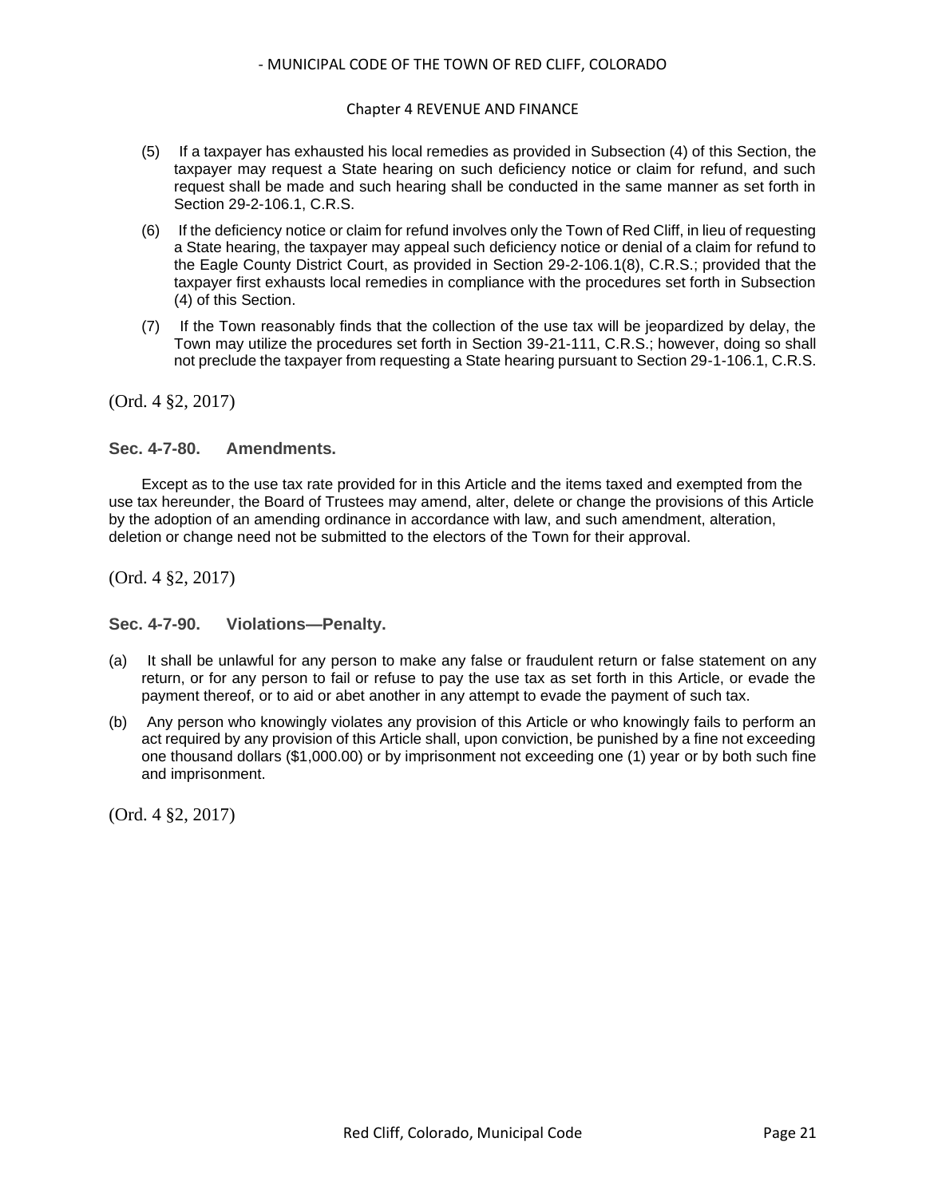(5) If a taxpayer has exhausted his local remedies as provided in Subsection (4) of this Section, the taxpayer may request a State hearing on such deficiency notice or claim for refund, and such request shall be made and such hearing shall be conducted in the same manner as set forth in Section 29-2-106.1, C.R.S.

(6) If the deficiency notice or claim for refund involves only the Town of Red Cliff, in lieu of requesting a State hearing, the taxpayer may appeal such deficiency notice or denial of a claim for refund to the Eagle County District Court, as provided in Section 29-2-106.1(8), C.R.S.; provided that the taxpayer first exhausts local remedies in compliance with the procedures set forth in Subsection (4) of this Section.

(7) If the Town reasonably finds that the collection of the use tax will be jeopardized by delay, the Town may utilize the procedures set forth in Section 39-21-111, C.R.S.; however, doing so shall not preclude the taxpayer from requesting a State hearing pursuant to Section 29-1-106.1, C.R.S.

(Ord. 4 §2, 2017)

### Sec. 4-7-80. Amendments.

Except as to the use tax rate provided for in this Article and the items taxed and exempted from the use tax hereunder, the Board of Trustees may amend, alter, delete or change the provisions of this Article by the adoption of an amending ordinance in accordance with law, and such amendment, alteration, deletion or change need not be submitted to the electors of the Town for their approval.

(Ord. 4 §2, 2017)

### Sec. 4-7-90. Violations—Penalty.

(a) It shall be unlawful for any person to make any false or fraudulent return or false statement on any return, or for any person to fail or refuse to pay the use tax as set forth in this Article, or evade the payment thereof, or to aid or abet another in any attempt to evade the payment of such tax.

(b) Any person who knowingly violates any provision of this Article or who knowingly fails to perform an act required by any provision of this Article shall, upon conviction, be punished by a fine not exceeding one thousand dollars ($1,000.00) or by imprisonment not exceeding one (1) year or by both such fine and imprisonment.

(Ord. 4 §2, 2017)